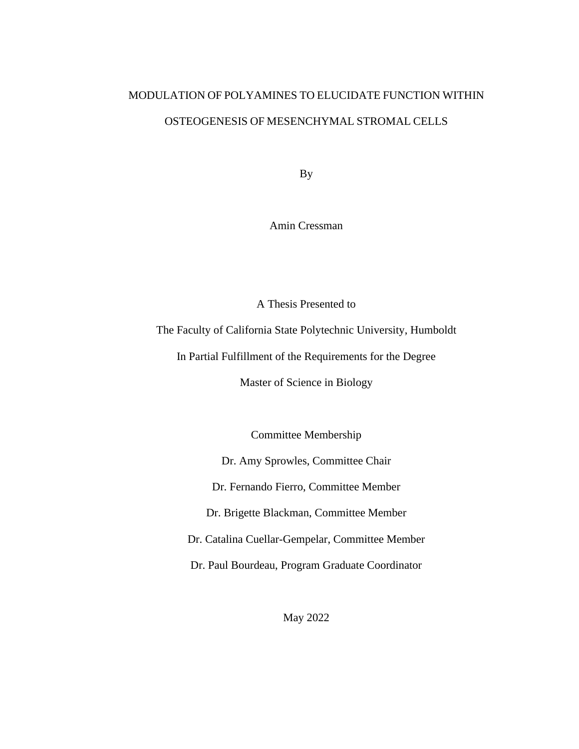# MODULATION OF POLYAMINES TO ELUCIDATE FUNCTION WITHIN OSTEOGENESIS OF MESENCHYMAL STROMAL CELLS

By

Amin Cressman

A Thesis Presented to

The Faculty of California State Polytechnic University, Humboldt

In Partial Fulfillment of the Requirements for the Degree

Master of Science in Biology

Committee Membership

Dr. Amy Sprowles, Committee Chair

Dr. Fernando Fierro, Committee Member

Dr. Brigette Blackman, Committee Member

Dr. Catalina Cuellar-Gempelar, Committee Member

Dr. Paul Bourdeau, Program Graduate Coordinator

May 2022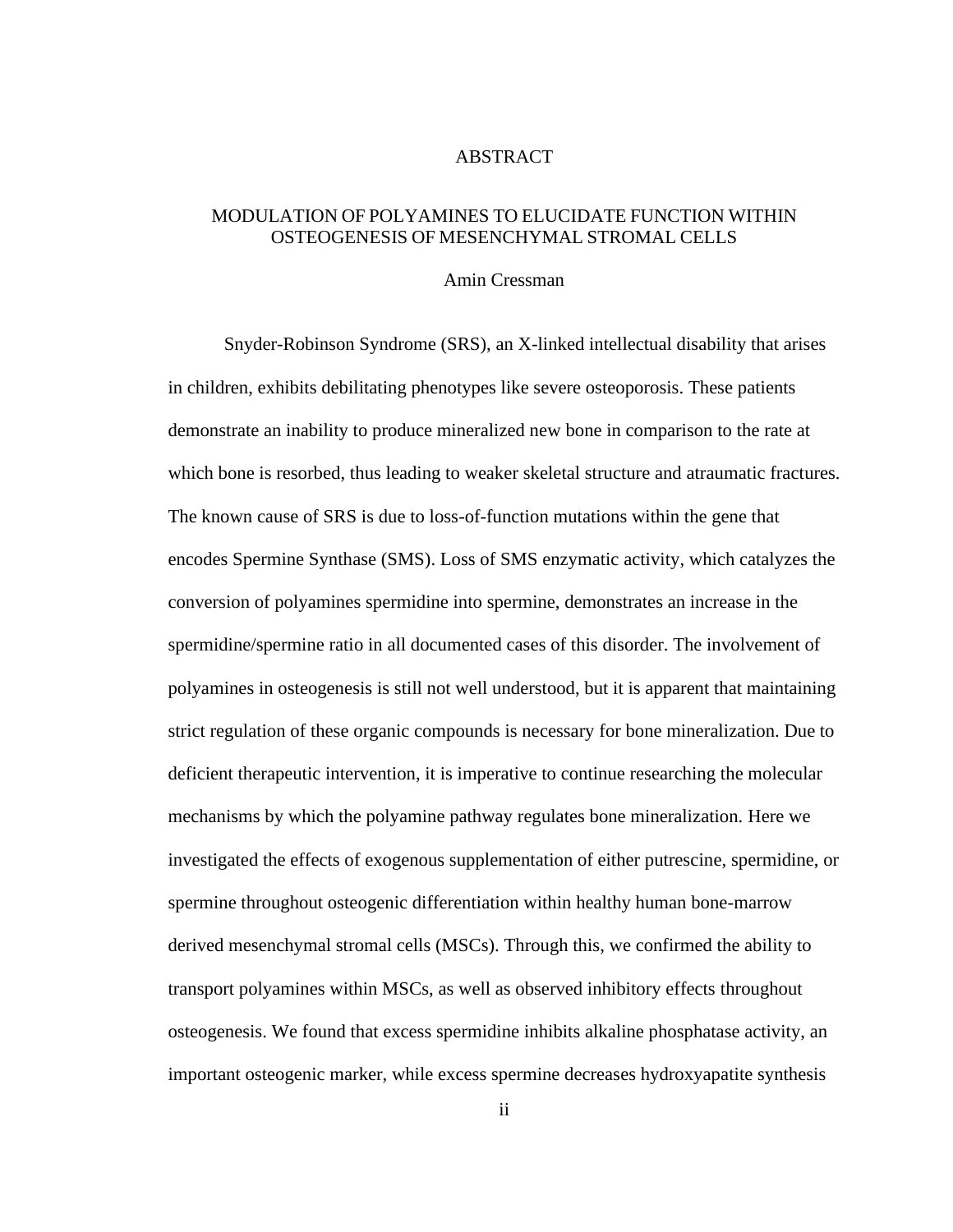# ABSTRACT

## MODULATION OF POLYAMINES TO ELUCIDATE FUNCTION WITHIN OSTEOGENESIS OF MESENCHYMAL STROMAL CELLS

Amin Cressman

Snyder-Robinson Syndrome (SRS), an X-linked intellectual disability that arises in children, exhibits debilitating phenotypes like severe osteoporosis. These patients demonstrate an inability to produce mineralized new bone in comparison to the rate at which bone is resorbed, thus leading to weaker skeletal structure and atraumatic fractures. The known cause of SRS is due to loss-of-function mutations within the gene that encodes Spermine Synthase (SMS). Loss of SMS enzymatic activity, which catalyzes the conversion of polyamines spermidine into spermine, demonstrates an increase in the spermidine/spermine ratio in all documented cases of this disorder. The involvement of polyamines in osteogenesis is still not well understood, but it is apparent that maintaining strict regulation of these organic compounds is necessary for bone mineralization. Due to deficient therapeutic intervention, it is imperative to continue researching the molecular mechanisms by which the polyamine pathway regulates bone mineralization. Here we investigated the effects of exogenous supplementation of either putrescine, spermidine, or spermine throughout osteogenic differentiation within healthy human bone-marrow derived mesenchymal stromal cells (MSCs). Through this, we confirmed the ability to transport polyamines within MSCs, as well as observed inhibitory effects throughout osteogenesis. We found that excess spermidine inhibits alkaline phosphatase activity, an important osteogenic marker, while excess spermine decreases hydroxyapatite synthesis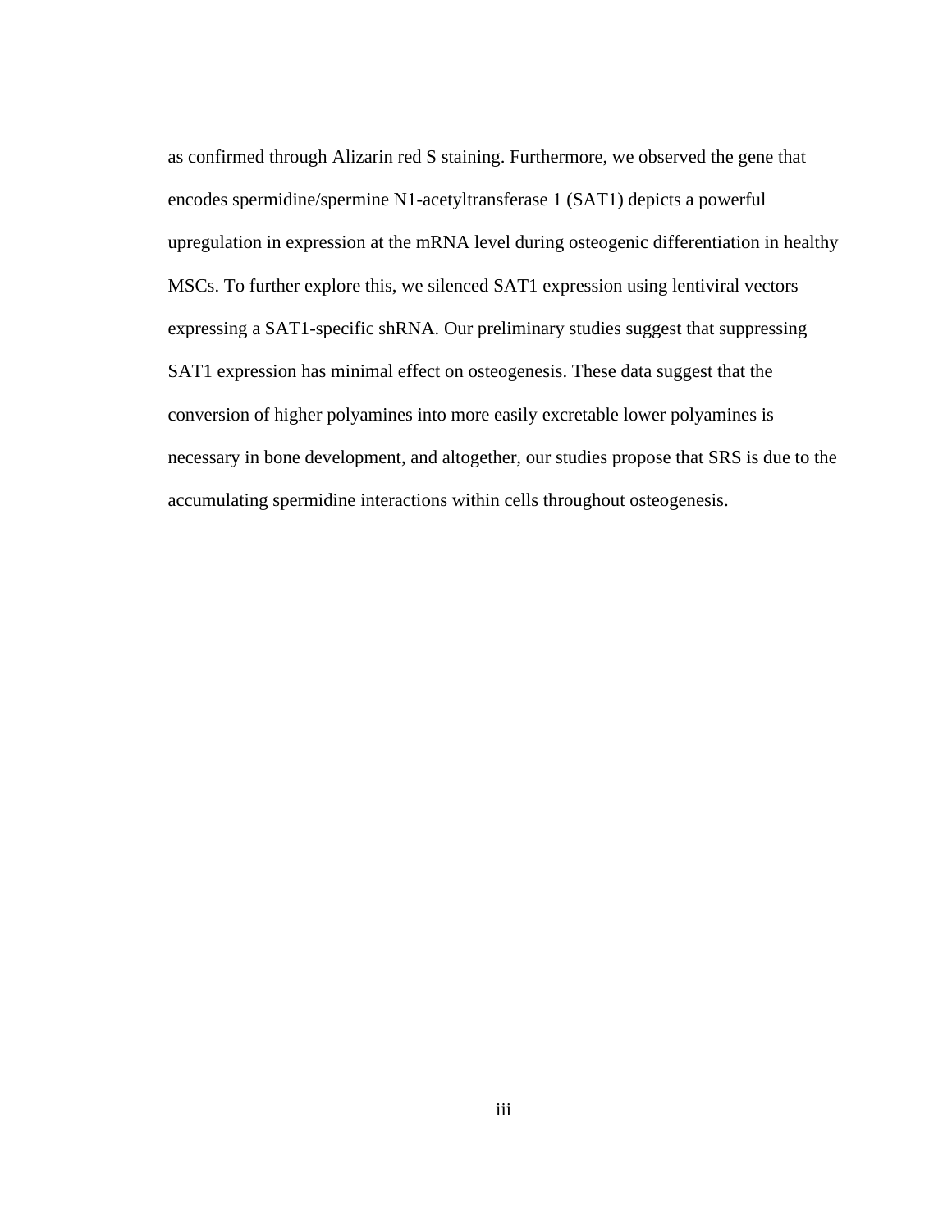as confirmed through Alizarin red S staining. Furthermore, we observed the gene that encodes spermidine/spermine N1-acetyltransferase 1 (SAT1) depicts a powerful upregulation in expression at the mRNA level during osteogenic differentiation in healthy MSCs. To further explore this, we silenced SAT1 expression using lentiviral vectors expressing a SAT1-specific shRNA. Our preliminary studies suggest that suppressing SAT1 expression has minimal effect on osteogenesis. These data suggest that the conversion of higher polyamines into more easily excretable lower polyamines is necessary in bone development, and altogether, our studies propose that SRS is due to the accumulating spermidine interactions within cells throughout osteogenesis.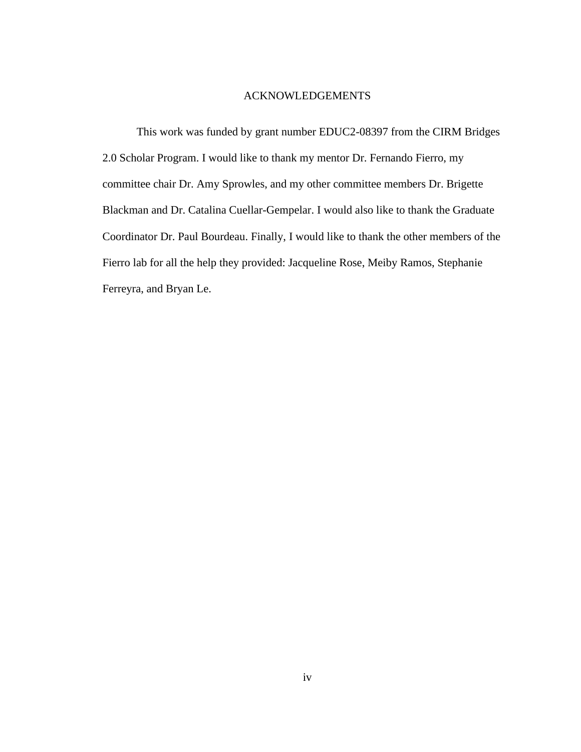# ACKNOWLEDGEMENTS

This work was funded by grant number EDUC2-08397 from the CIRM Bridges 2.0 Scholar Program. I would like to thank my mentor Dr. Fernando Fierro, my committee chair Dr. Amy Sprowles, and my other committee members Dr. Brigette Blackman and Dr. Catalina Cuellar-Gempelar. I would also like to thank the Graduate Coordinator Dr. Paul Bourdeau. Finally, I would like to thank the other members of the Fierro lab for all the help they provided: Jacqueline Rose, Meiby Ramos, Stephanie Ferreyra, and Bryan Le.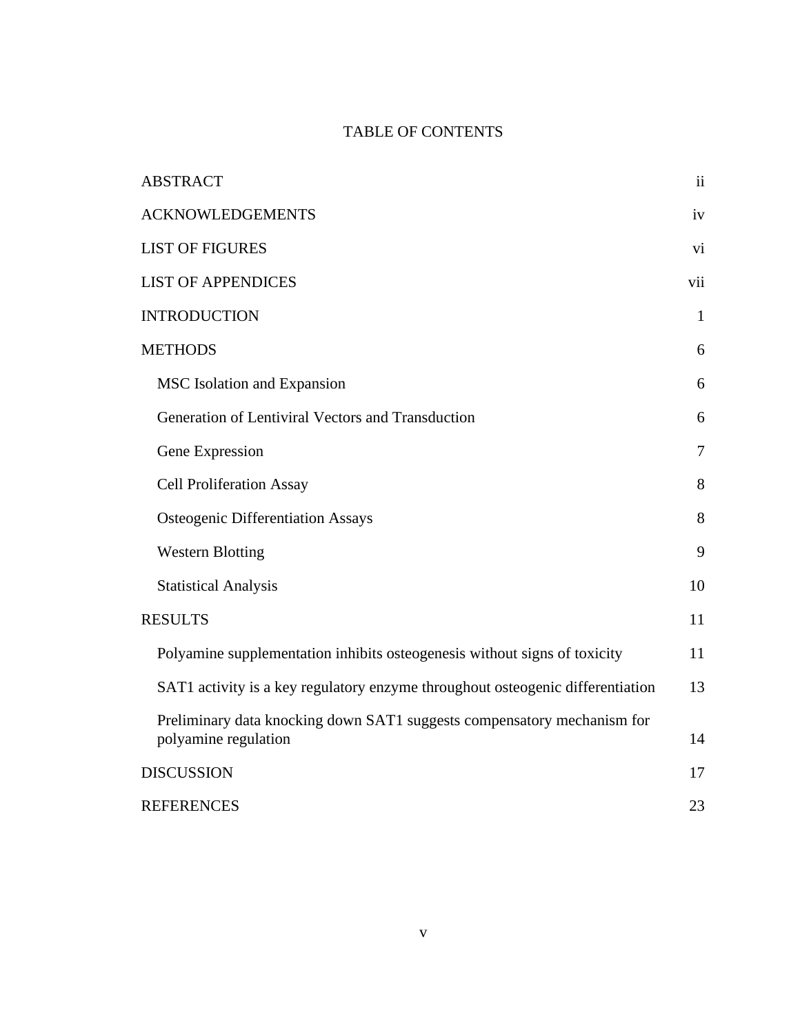# TABLE OF CONTENTS

| | |
|---|---|
| ABSTRACT | ii |
| ACKNOWLEDGEMENTS | iv |
| LIST OF FIGURES | vi |
| LIST OF APPENDICES | vii |
| INTRODUCTION | 1 |
| METHODS | 6 |
| MSC Isolation and Expansion | 6 |
| Generation of Lentiviral Vectors and Transduction | 6 |
| Gene Expression | 7 |
| Cell Proliferation Assay | 8 |
| Osteogenic Differentiation Assays | 8 |
| Western Blotting | 9 |
| Statistical Analysis | 10 |
| RESULTS | 11 |
| Polyamine supplementation inhibits osteogenesis without signs of toxicity | 11 |
| SAT1 activity is a key regulatory enzyme throughout osteogenic differentiation | 13 |
| Preliminary data knocking down SAT1 suggests compensatory mechanism for polyamine regulation | 14 |
| DISCUSSION | 17 |
| REFERENCES | 23 |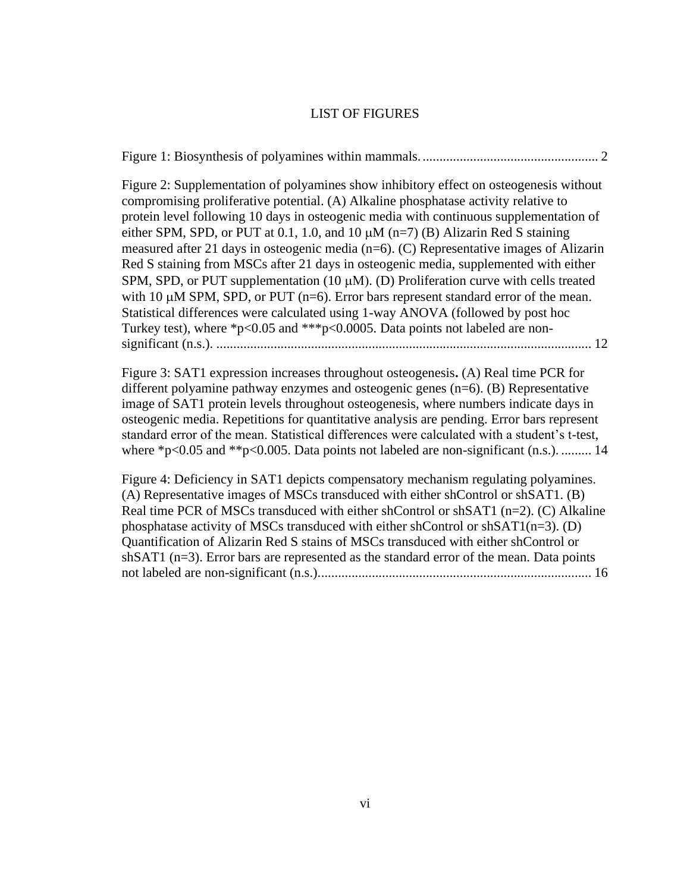# LIST OF FIGURES

Figure 1: Biosynthesis of polyamines within mammals. .................................................... 2

Figure 2: Supplementation of polyamines show inhibitory effect on osteogenesis without compromising proliferative potential. (A) Alkaline phosphatase activity relative to protein level following 10 days in osteogenic media with continuous supplementation of either SPM, SPD, or PUT at 0.1, 1.0, and 10 $\mu$M (n=7) (B) Alizarin Red S staining measured after 21 days in osteogenic media (n=6). (C) Representative images of Alizarin Red S staining from MSCs after 21 days in osteogenic media, supplemented with either SPM, SPD, or PUT supplementation (10 $\mu$M). (D) Proliferation curve with cells treated with 10 $\mu$M SPM, SPD, or PUT (n=6). Error bars represent standard error of the mean. Statistical differences were calculated using 1-way ANOVA (followed by post hoc Turkey test), where *$p<0.05$ and ***$p<0.0005$. Data points not labeled are non-significant (n.s.). ............................................................................................................ 12

Figure 3: SAT1 expression increases throughout osteogenesis**.** (A) Real time PCR for different polyamine pathway enzymes and osteogenic genes (n=6). (B) Representative image of SAT1 protein levels throughout osteogenesis, where numbers indicate days in osteogenic media. Repetitions for quantitative analysis are pending. Error bars represent standard error of the mean. Statistical differences were calculated with a student's t-test, where *$p<0.05$ and **$p<0.005$. Data points not labeled are non-significant (n.s.). ......... 14

Figure 4: Deficiency in SAT1 depicts compensatory mechanism regulating polyamines. (A) Representative images of MSCs transduced with either shControl or shSAT1. (B) Real time PCR of MSCs transduced with either shControl or shSAT1 (n=2). (C) Alkaline phosphatase activity of MSCs transduced with either shControl or shSAT1(n=3). (D) Quantification of Alizarin Red S stains of MSCs transduced with either shControl or shSAT1 (n=3). Error bars are represented as the standard error of the mean. Data points not labeled are non-significant (n.s.)................................................................................ 16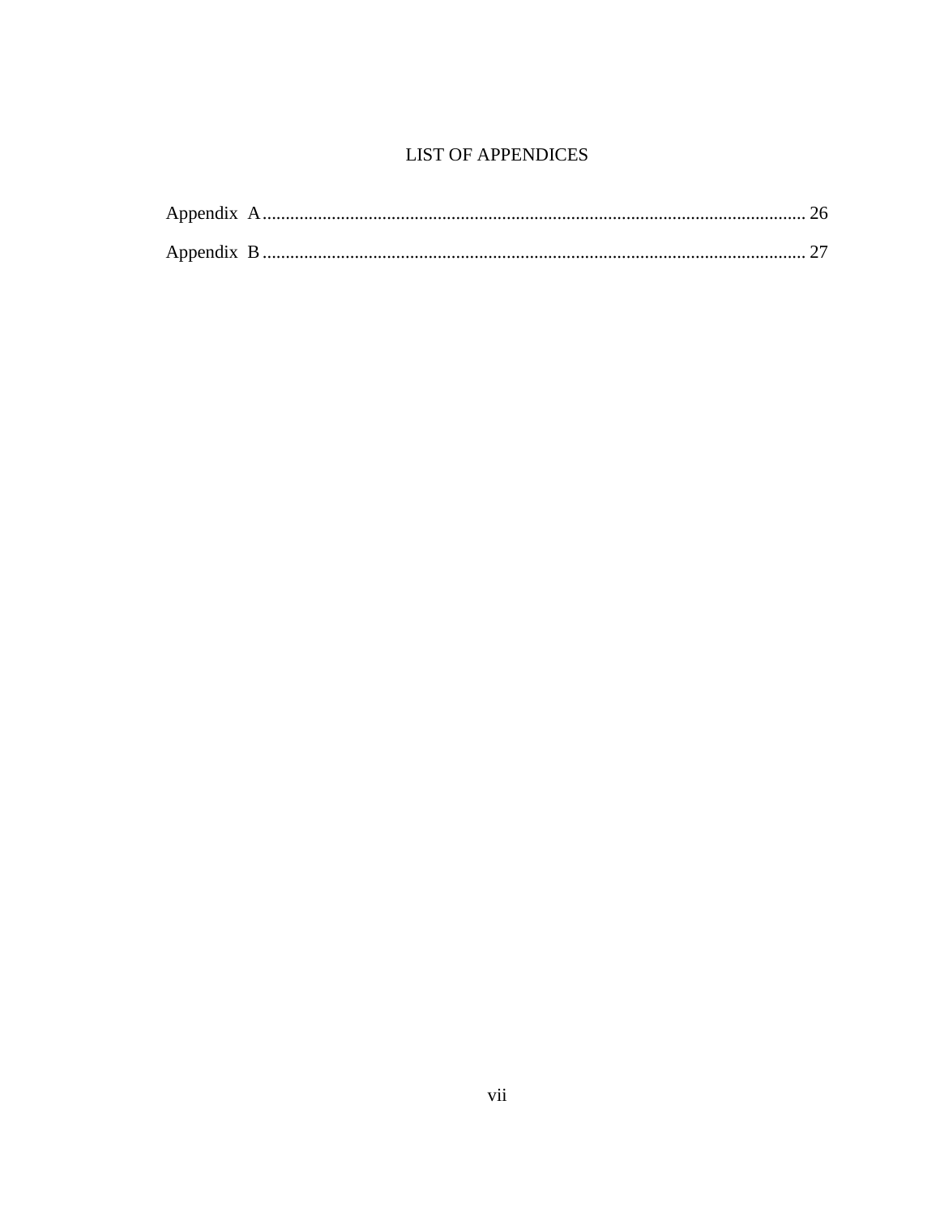# LIST OF APPENDICES

Appendix A ..................................................................................................................... 26

Appendix B ..................................................................................................................... 27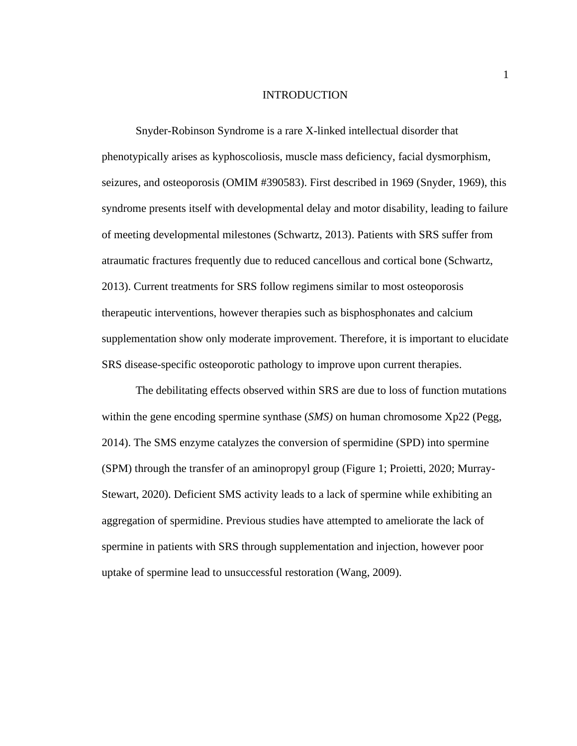# INTRODUCTION

Snyder-Robinson Syndrome is a rare X-linked intellectual disorder that phenotypically arises as kyphoscoliosis, muscle mass deficiency, facial dysmorphism, seizures, and osteoporosis (OMIM #390583). First described in 1969 (Snyder, 1969), this syndrome presents itself with developmental delay and motor disability, leading to failure of meeting developmental milestones (Schwartz, 2013). Patients with SRS suffer from atraumatic fractures frequently due to reduced cancellous and cortical bone (Schwartz, 2013). Current treatments for SRS follow regimens similar to most osteoporosis therapeutic interventions, however therapies such as bisphosphonates and calcium supplementation show only moderate improvement. Therefore, it is important to elucidate SRS disease-specific osteoporotic pathology to improve upon current therapies.

The debilitating effects observed within SRS are due to loss of function mutations within the gene encoding spermine synthase (*SMS)* on human chromosome Xp22 (Pegg, 2014). The SMS enzyme catalyzes the conversion of spermidine (SPD) into spermine (SPM) through the transfer of an aminopropyl group (Figure 1; Proietti, 2020; Murray-Stewart, 2020). Deficient SMS activity leads to a lack of spermine while exhibiting an aggregation of spermidine. Previous studies have attempted to ameliorate the lack of spermine in patients with SRS through supplementation and injection, however poor uptake of spermine lead to unsuccessful restoration (Wang, 2009).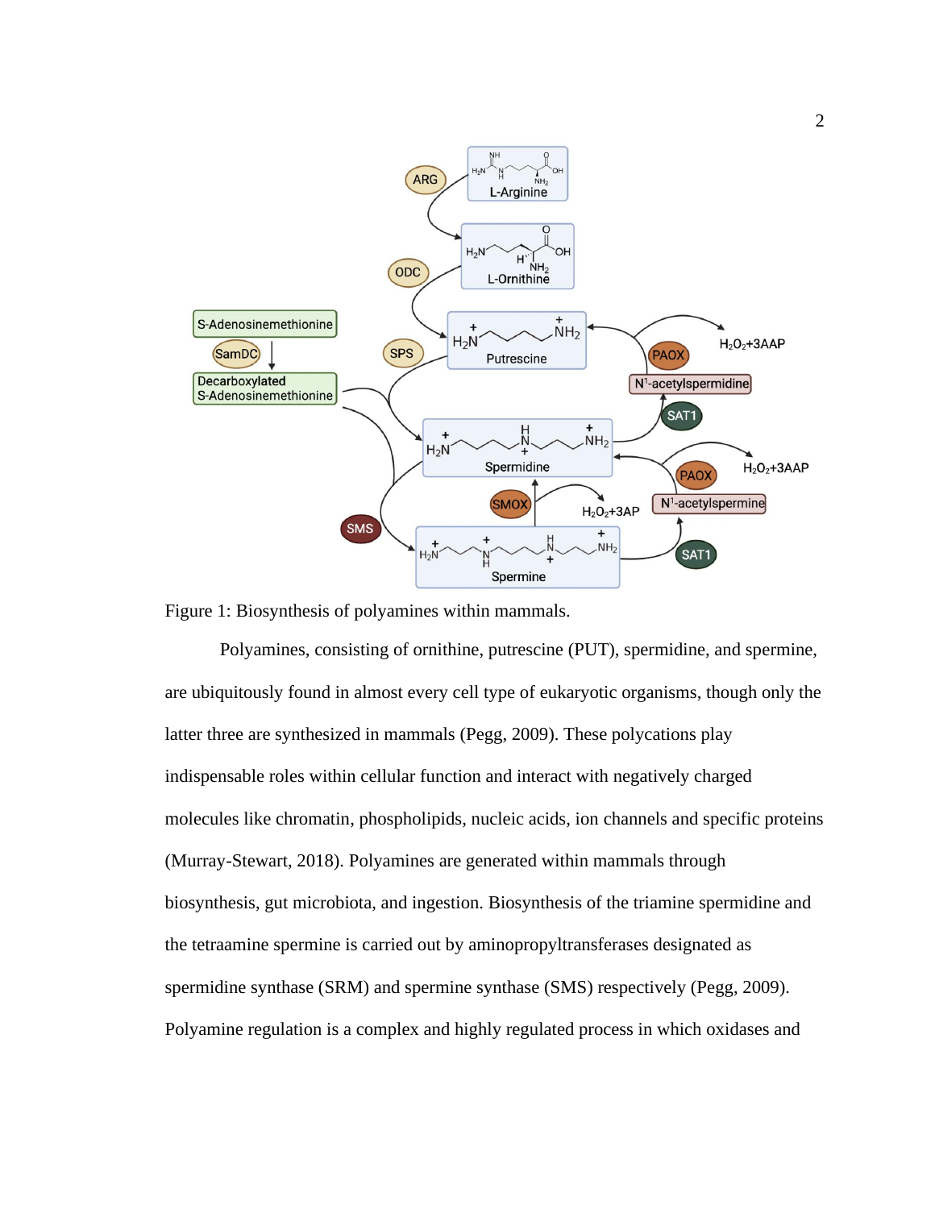Figure 1: Biosynthesis of polyamines within mammals.

Polyamines, consisting of ornithine, putrescine (PUT), spermidine, and spermine, are ubiquitously found in almost every cell type of eukaryotic organisms, though only the latter three are synthesized in mammals (Pegg, 2009). These polycations play indispensable roles within cellular function and interact with negatively charged molecules like chromatin, phospholipids, nucleic acids, ion channels and specific proteins (Murray-Stewart, 2018). Polyamines are generated within mammals through biosynthesis, gut microbiota, and ingestion. Biosynthesis of the triamine spermidine and the tetraamine spermine is carried out by aminopropyltransferases designated as spermidine synthase (SRM) and spermine synthase (SMS) respectively (Pegg, 2009). Polyamine regulation is a complex and highly regulated process in which oxidases and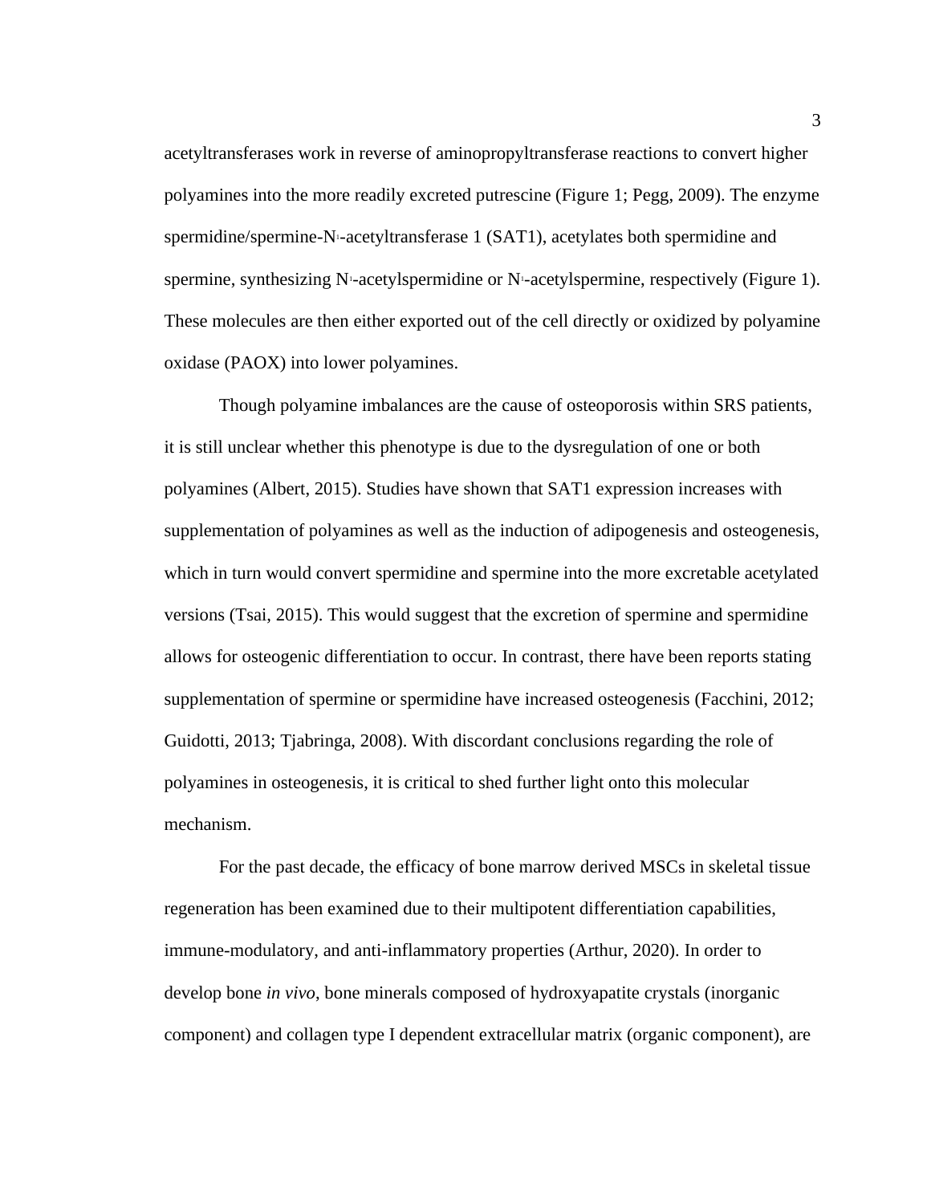acetyltransferases work in reverse of aminopropyltransferase reactions to convert higher polyamines into the more readily excreted putrescine (Figure 1; Pegg, 2009). The enzyme spermidine/spermine-$N^1$-acetyltransferase 1 (SAT1), acetylates both spermidine and spermine, synthesizing $N^1$-acetylspermidine or $N^1$-acetylspermine, respectively (Figure 1). These molecules are then either exported out of the cell directly or oxidized by polyamine oxidase (PAOX) into lower polyamines.

Though polyamine imbalances are the cause of osteoporosis within SRS patients, it is still unclear whether this phenotype is due to the dysregulation of one or both polyamines (Albert, 2015). Studies have shown that SAT1 expression increases with supplementation of polyamines as well as the induction of adipogenesis and osteogenesis, which in turn would convert spermidine and spermine into the more excretable acetylated versions (Tsai, 2015). This would suggest that the excretion of spermine and spermidine allows for osteogenic differentiation to occur. In contrast, there have been reports stating supplementation of spermine or spermidine have increased osteogenesis (Facchini, 2012; Guidotti, 2013; Tjabringa, 2008). With discordant conclusions regarding the role of polyamines in osteogenesis, it is critical to shed further light onto this molecular mechanism.

For the past decade, the efficacy of bone marrow derived MSCs in skeletal tissue regeneration has been examined due to their multipotent differentiation capabilities, immune-modulatory, and anti-inflammatory properties (Arthur, 2020). In order to develop bone *in vivo*, bone minerals composed of hydroxyapatite crystals (inorganic component) and collagen type I dependent extracellular matrix (organic component), are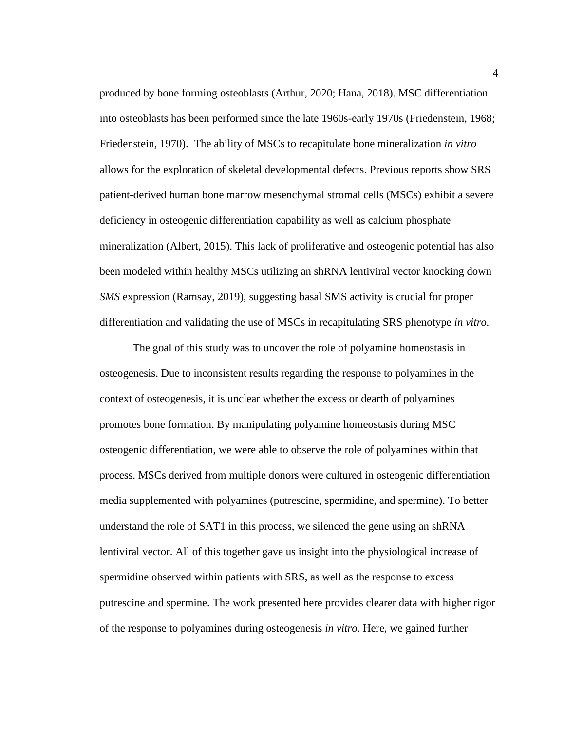produced by bone forming osteoblasts (Arthur, 2020; Hana, 2018). MSC differentiation into osteoblasts has been performed since the late 1960s-early 1970s (Friedenstein, 1968; Friedenstein, 1970). The ability of MSCs to recapitulate bone mineralization *in vitro* allows for the exploration of skeletal developmental defects. Previous reports show SRS patient-derived human bone marrow mesenchymal stromal cells (MSCs) exhibit a severe deficiency in osteogenic differentiation capability as well as calcium phosphate mineralization (Albert, 2015). This lack of proliferative and osteogenic potential has also been modeled within healthy MSCs utilizing an shRNA lentiviral vector knocking down *SMS* expression (Ramsay, 2019), suggesting basal SMS activity is crucial for proper differentiation and validating the use of MSCs in recapitulating SRS phenotype *in vitro.*

The goal of this study was to uncover the role of polyamine homeostasis in osteogenesis. Due to inconsistent results regarding the response to polyamines in the context of osteogenesis, it is unclear whether the excess or dearth of polyamines promotes bone formation. By manipulating polyamine homeostasis during MSC osteogenic differentiation, we were able to observe the role of polyamines within that process. MSCs derived from multiple donors were cultured in osteogenic differentiation media supplemented with polyamines (putrescine, spermidine, and spermine). To better understand the role of SAT1 in this process, we silenced the gene using an shRNA lentiviral vector. All of this together gave us insight into the physiological increase of spermidine observed within patients with SRS, as well as the response to excess putrescine and spermine. The work presented here provides clearer data with higher rigor of the response to polyamines during osteogenesis *in vitro*. Here, we gained further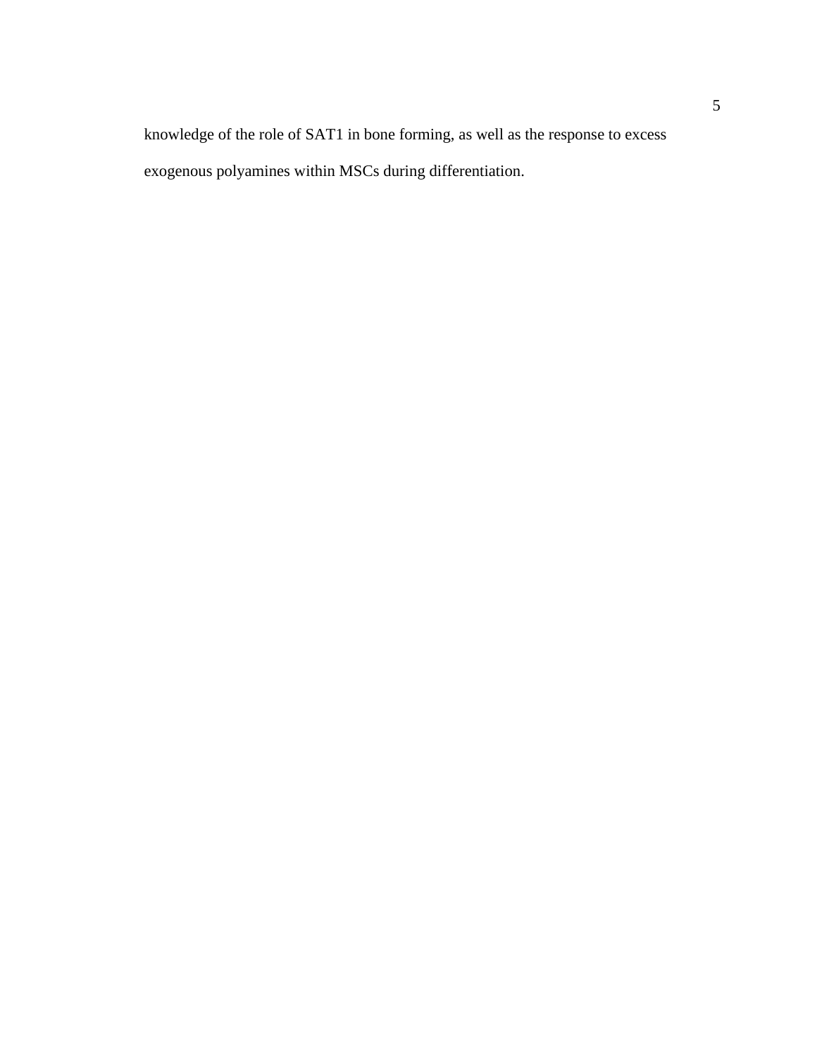knowledge of the role of SAT1 in bone forming, as well as the response to excess exogenous polyamines within MSCs during differentiation.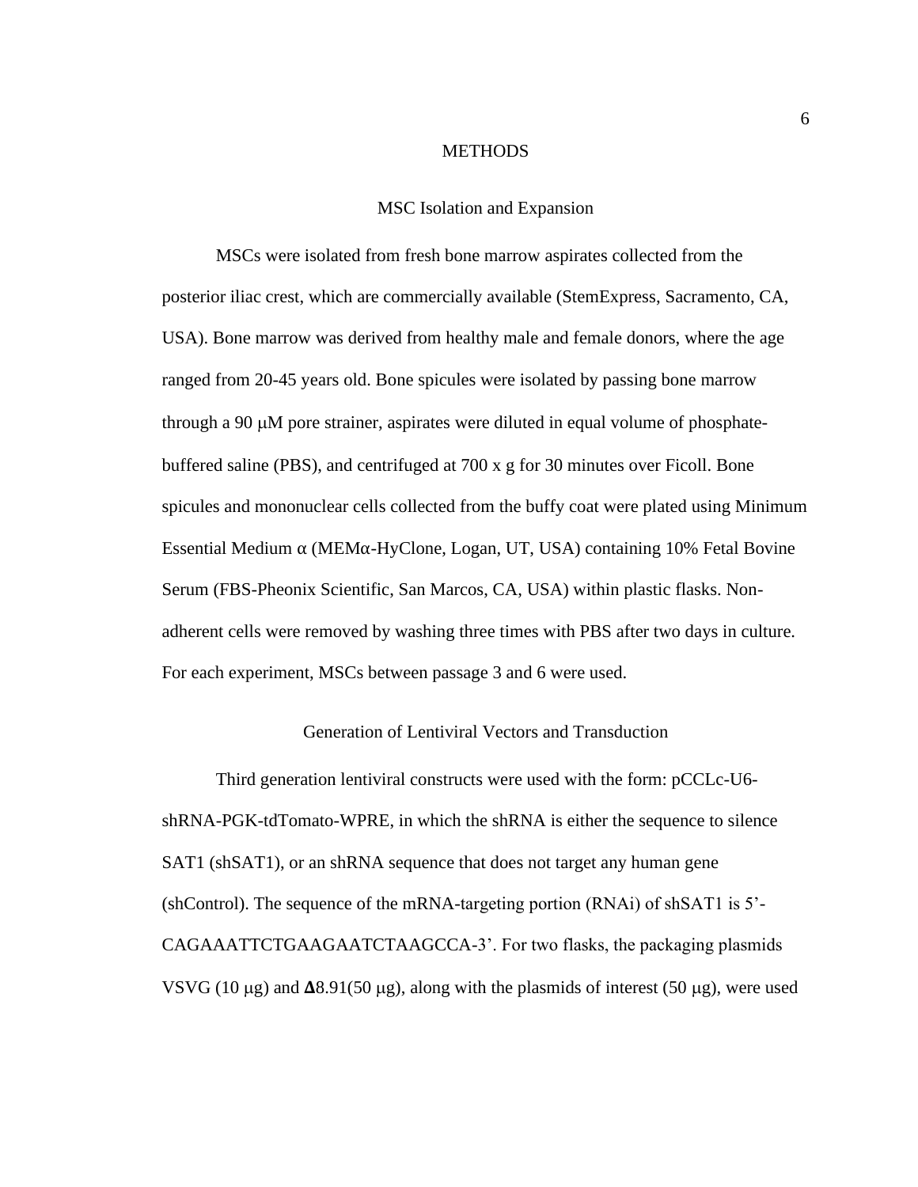# METHODS

## MSC Isolation and Expansion

MSCs were isolated from fresh bone marrow aspirates collected from the posterior iliac crest, which are commercially available (StemExpress, Sacramento, CA, USA). Bone marrow was derived from healthy male and female donors, where the age ranged from 20-45 years old. Bone spicules were isolated by passing bone marrow through a 90 μM pore strainer, aspirates were diluted in equal volume of phosphate-buffered saline (PBS), and centrifuged at 700 x g for 30 minutes over Ficoll. Bone spicules and mononuclear cells collected from the buffy coat were plated using Minimum Essential Medium α (MEMα-HyClone, Logan, UT, USA) containing 10% Fetal Bovine Serum (FBS-Pheonix Scientific, San Marcos, CA, USA) within plastic flasks. Non-adherent cells were removed by washing three times with PBS after two days in culture. For each experiment, MSCs between passage 3 and 6 were used.

## Generation of Lentiviral Vectors and Transduction

Third generation lentiviral constructs were used with the form: pCCLc-U6-shRNA-PGK-tdTomato-WPRE, in which the shRNA is either the sequence to silence SAT1 (shSAT1), or an shRNA sequence that does not target any human gene (shControl). The sequence of the mRNA-targeting portion (RNAi) of shSAT1 is 5'-CAGAAATTCTGAAGAATCTAAGCCA-3'. For two flasks, the packaging plasmids VSVG (10 μg) and **Δ**8.91(50 μg), along with the plasmids of interest (50 μg), were used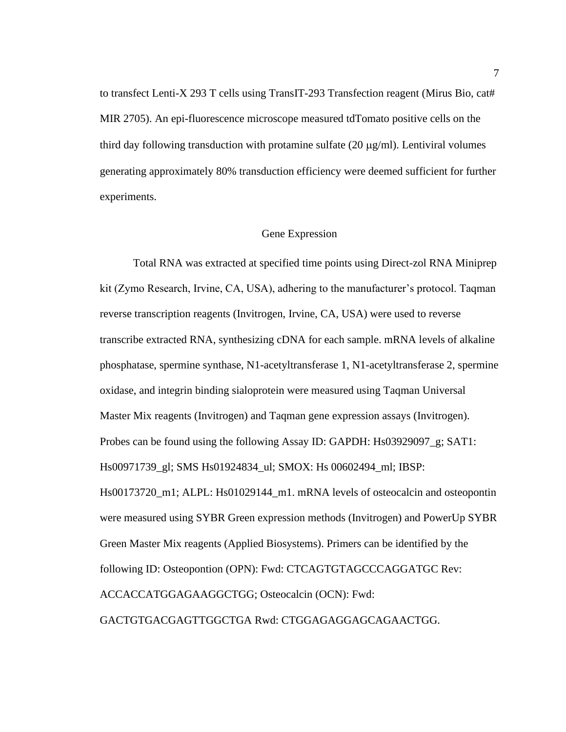to transfect Lenti-X 293 T cells using TransIT-293 Transfection reagent (Mirus Bio, cat# MIR 2705). An epi-fluorescence microscope measured tdTomato positive cells on the third day following transduction with protamine sulfate (20 μg/ml). Lentiviral volumes generating approximately 80% transduction efficiency were deemed sufficient for further experiments.

## Gene Expression

Total RNA was extracted at specified time points using Direct-zol RNA Miniprep kit (Zymo Research, Irvine, CA, USA), adhering to the manufacturer's protocol. Taqman reverse transcription reagents (Invitrogen, Irvine, CA, USA) were used to reverse transcribe extracted RNA, synthesizing cDNA for each sample. mRNA levels of alkaline phosphatase, spermine synthase, N1-acetyltransferase 1, N1-acetyltransferase 2, spermine oxidase, and integrin binding sialoprotein were measured using Taqman Universal Master Mix reagents (Invitrogen) and Taqman gene expression assays (Invitrogen). Probes can be found using the following Assay ID: GAPDH: Hs03929097_g; SAT1: Hs00971739_gl; SMS Hs01924834_ul; SMOX: Hs 00602494_ml; IBSP: Hs00173720_m1; ALPL: Hs01029144_m1. mRNA levels of osteocalcin and osteopontin were measured using SYBR Green expression methods (Invitrogen) and PowerUp SYBR Green Master Mix reagents (Applied Biosystems). Primers can be identified by the following ID: Osteopontion (OPN): Fwd: CTCAGTGTAGCCCAGGATGC Rev: ACCACCATGGAGAAGGCTGG; Osteocalcin (OCN): Fwd: GACTGTGACGAGTTGGCTGA Rwd: CTGGAGAGGAGCAGAACTGG.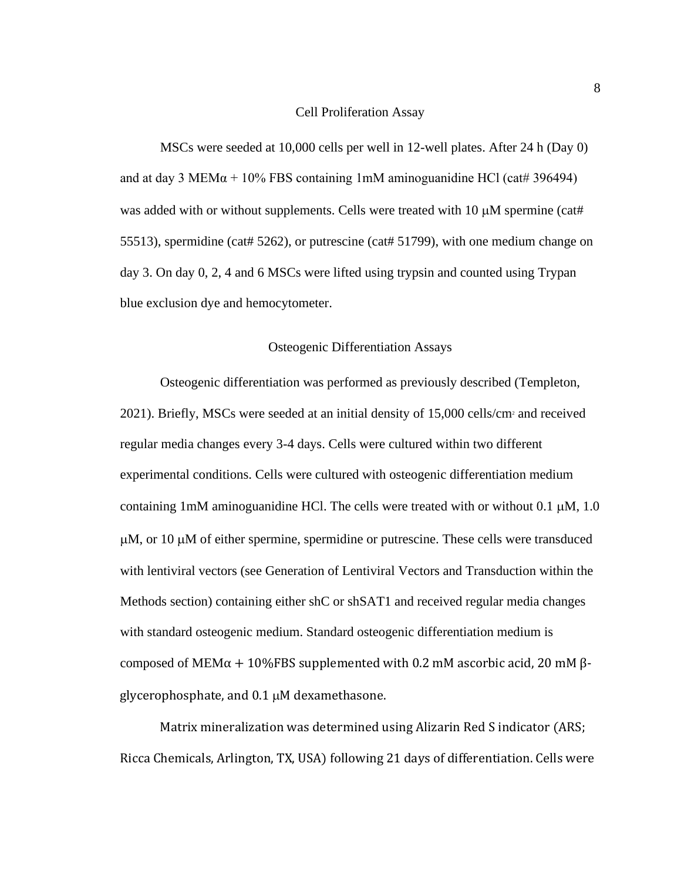## Cell Proliferation Assay

MSCs were seeded at 10,000 cells per well in 12-well plates. After 24 h (Day 0) and at day 3 MEMα + 10% FBS containing 1mM aminoguanidine HCl (cat# 396494) was added with or without supplements. Cells were treated with 10 μM spermine (cat# 55513), spermidine (cat# 5262), or putrescine (cat# 51799), with one medium change on day 3. On day 0, 2, 4 and 6 MSCs were lifted using trypsin and counted using Trypan blue exclusion dye and hemocytometer.

## Osteogenic Differentiation Assays

Osteogenic differentiation was performed as previously described (Templeton, 2021). Briefly, MSCs were seeded at an initial density of 15,000 cells/cm$^2$ and received regular media changes every 3-4 days. Cells were cultured within two different experimental conditions. Cells were cultured with osteogenic differentiation medium containing 1mM aminoguanidine HCl. The cells were treated with or without 0.1 μM, 1.0 μM, or 10 μM of either spermine, spermidine or putrescine. These cells were transduced with lentiviral vectors (see Generation of Lentiviral Vectors and Transduction within the Methods section) containing either shC or shSAT1 and received regular media changes with standard osteogenic medium. Standard osteogenic differentiation medium is composed of MEMα + 10%FBS supplemented with 0.2 mM ascorbic acid, 20 mM β-glycerophosphate, and 0.1 μM dexamethasone.

Matrix mineralization was determined using Alizarin Red S indicator (ARS; Ricca Chemicals, Arlington, TX, USA) following 21 days of differentiation. Cells were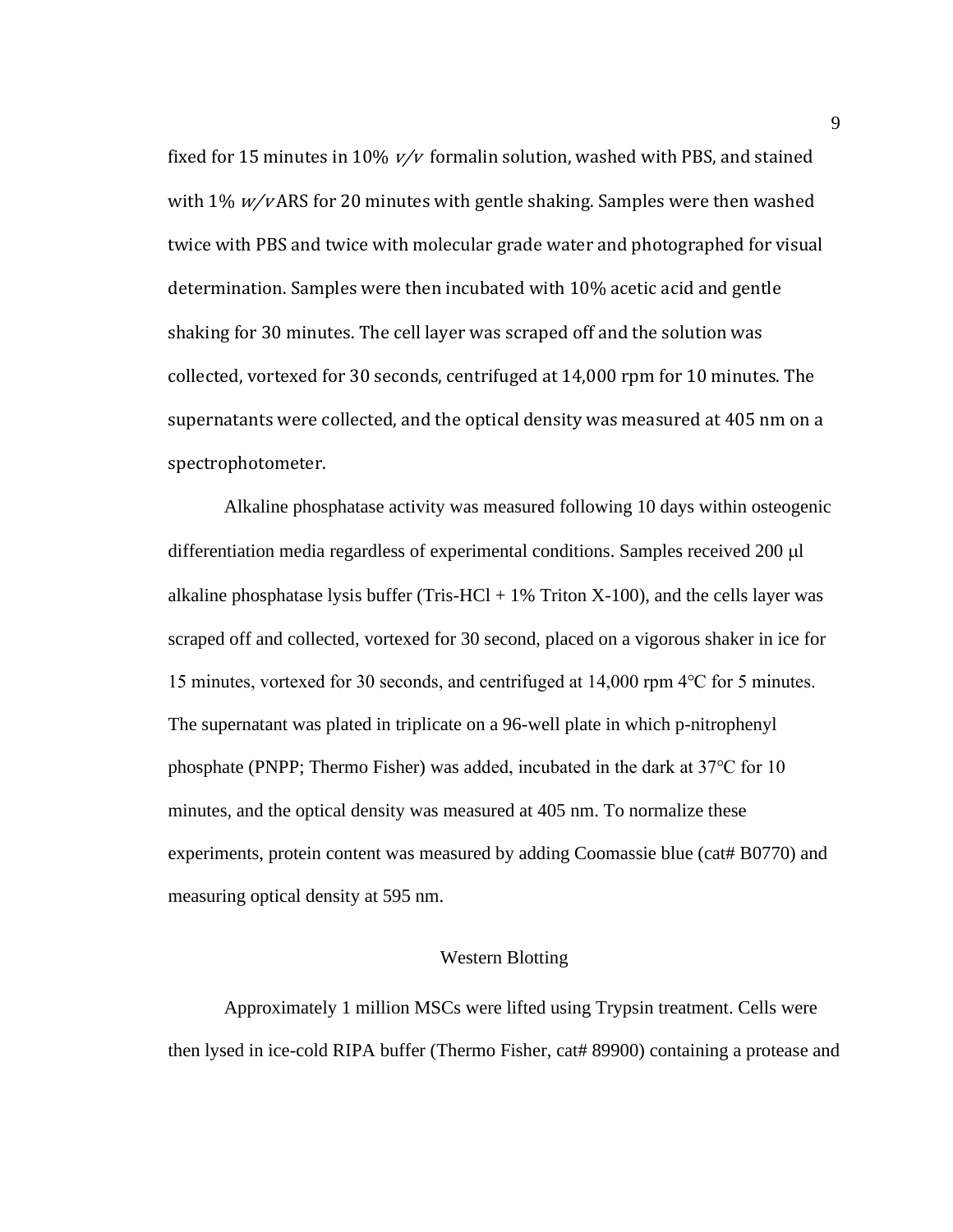fixed for 15 minutes in 10% *v/v* formalin solution, washed with PBS, and stained with 1% *w/v* ARS for 20 minutes with gentle shaking. Samples were then washed twice with PBS and twice with molecular grade water and photographed for visual determination. Samples were then incubated with 10% acetic acid and gentle shaking for 30 minutes. The cell layer was scraped off and the solution was collected, vortexed for 30 seconds, centrifuged at 14,000 rpm for 10 minutes. The supernatants were collected, and the optical density was measured at 405 nm on a spectrophotometer.

Alkaline phosphatase activity was measured following 10 days within osteogenic differentiation media regardless of experimental conditions. Samples received 200 μl alkaline phosphatase lysis buffer (Tris-HCl + 1% Triton X-100), and the cells layer was scraped off and collected, vortexed for 30 second, placed on a vigorous shaker in ice for 15 minutes, vortexed for 30 seconds, and centrifuged at 14,000 rpm 4°C for 5 minutes. The supernatant was plated in triplicate on a 96-well plate in which p-nitrophenyl phosphate (PNPP; Thermo Fisher) was added, incubated in the dark at 37°C for 10 minutes, and the optical density was measured at 405 nm. To normalize these experiments, protein content was measured by adding Coomassie blue (cat# B0770) and measuring optical density at 595 nm.

## Western Blotting

Approximately 1 million MSCs were lifted using Trypsin treatment. Cells were then lysed in ice-cold RIPA buffer (Thermo Fisher, cat# 89900) containing a protease and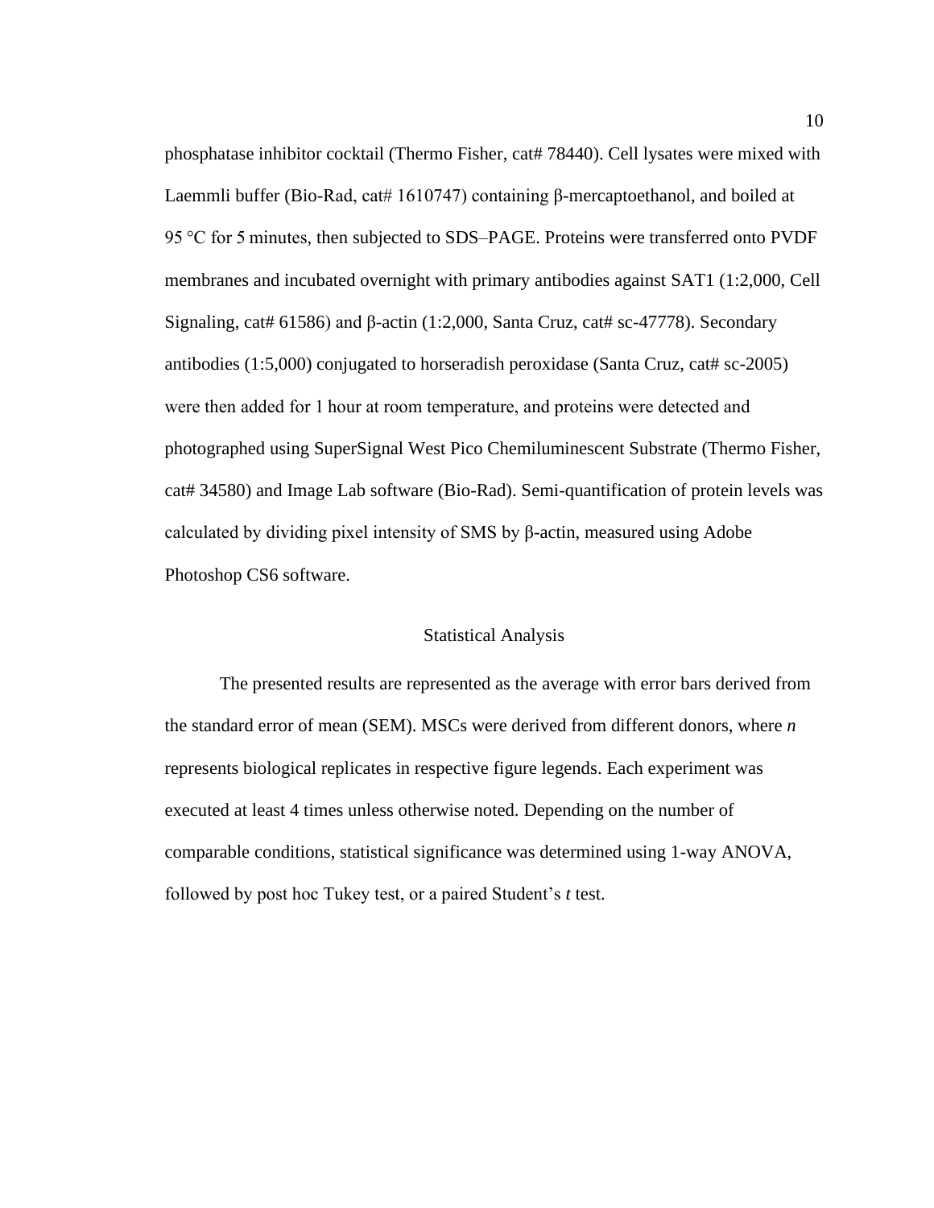phosphatase inhibitor cocktail (Thermo Fisher, cat# 78440). Cell lysates were mixed with Laemmli buffer (Bio-Rad, cat# 1610747) containing β-mercaptoethanol, and boiled at 95 °C for 5 minutes, then subjected to SDS–PAGE. Proteins were transferred onto PVDF membranes and incubated overnight with primary antibodies against SAT1 (1:2,000, Cell Signaling, cat# 61586) and β-actin (1:2,000, Santa Cruz, cat# sc-47778). Secondary antibodies (1:5,000) conjugated to horseradish peroxidase (Santa Cruz, cat# sc-2005) were then added for 1 hour at room temperature, and proteins were detected and photographed using SuperSignal West Pico Chemiluminescent Substrate (Thermo Fisher, cat# 34580) and Image Lab software (Bio-Rad). Semi-quantification of protein levels was calculated by dividing pixel intensity of SMS by β-actin, measured using Adobe Photoshop CS6 software.

## Statistical Analysis

The presented results are represented as the average with error bars derived from the standard error of mean (SEM). MSCs were derived from different donors, where *n* represents biological replicates in respective figure legends. Each experiment was executed at least 4 times unless otherwise noted. Depending on the number of comparable conditions, statistical significance was determined using 1-way ANOVA, followed by post hoc Tukey test, or a paired Student's *t* test.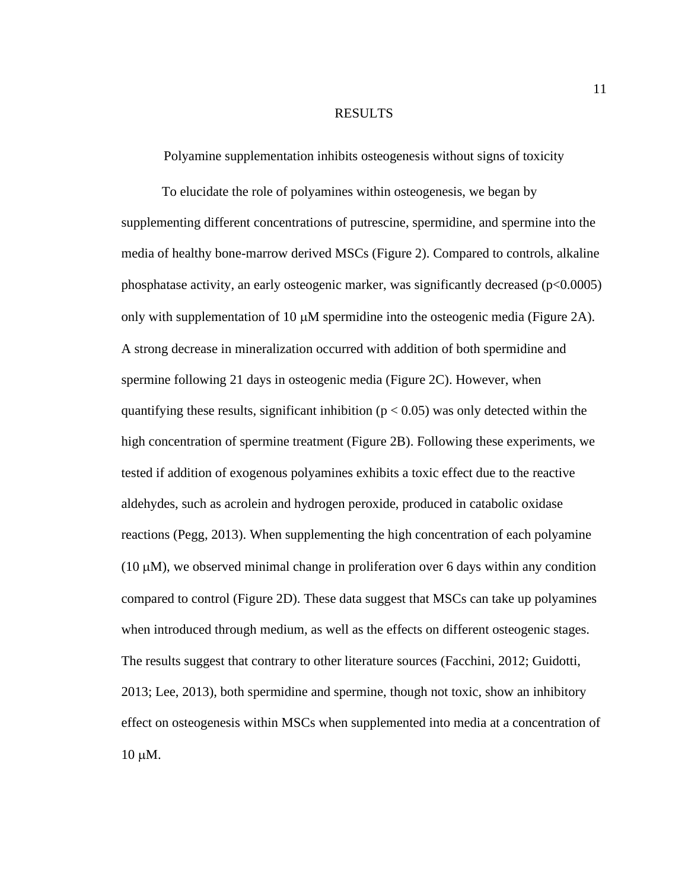# RESULTS

## Polyamine supplementation inhibits osteogenesis without signs of toxicity

To elucidate the role of polyamines within osteogenesis, we began by supplementing different concentrations of putrescine, spermidine, and spermine into the media of healthy bone-marrow derived MSCs (Figure 2). Compared to controls, alkaline phosphatase activity, an early osteogenic marker, was significantly decreased ($p<0.0005$) only with supplementation of 10 μM spermidine into the osteogenic media (Figure 2A). A strong decrease in mineralization occurred with addition of both spermidine and spermine following 21 days in osteogenic media (Figure 2C). However, when quantifying these results, significant inhibition ($p < 0.05$) was only detected within the high concentration of spermine treatment (Figure 2B). Following these experiments, we tested if addition of exogenous polyamines exhibits a toxic effect due to the reactive aldehydes, such as acrolein and hydrogen peroxide, produced in catabolic oxidase reactions (Pegg, 2013). When supplementing the high concentration of each polyamine (10 μM), we observed minimal change in proliferation over 6 days within any condition compared to control (Figure 2D). These data suggest that MSCs can take up polyamines when introduced through medium, as well as the effects on different osteogenic stages. The results suggest that contrary to other literature sources (Facchini, 2012; Guidotti, 2013; Lee, 2013), both spermidine and spermine, though not toxic, show an inhibitory effect on osteogenesis within MSCs when supplemented into media at a concentration of 10 μM.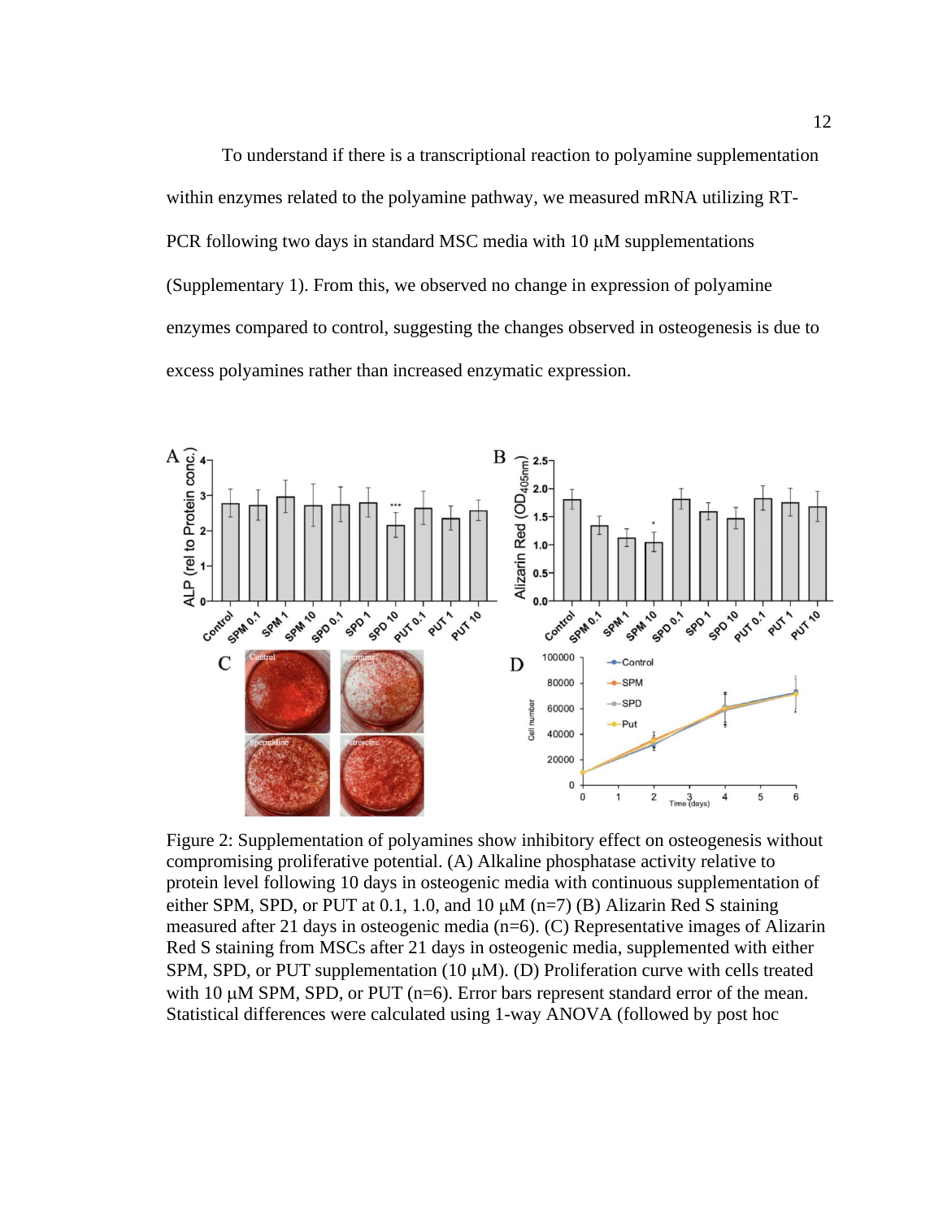To understand if there is a transcriptional reaction to polyamine supplementation within enzymes related to the polyamine pathway, we measured mRNA utilizing RT-PCR following two days in standard MSC media with 10 μM supplementations (Supplementary 1). From this, we observed no change in expression of polyamine enzymes compared to control, suggesting the changes observed in osteogenesis is due to excess polyamines rather than increased enzymatic expression.

Figure 2: Supplementation of polyamines show inhibitory effect on osteogenesis without compromising proliferative potential. (A) Alkaline phosphatase activity relative to protein level following 10 days in osteogenic media with continuous supplementation of either SPM, SPD, or PUT at 0.1, 1.0, and 10 μM (n=7) (B) Alizarin Red S staining measured after 21 days in osteogenic media (n=6). (C) Representative images of Alizarin Red S staining from MSCs after 21 days in osteogenic media, supplemented with either SPM, SPD, or PUT supplementation (10 μM). (D) Proliferation curve with cells treated with 10 μM SPM, SPD, or PUT (n=6). Error bars represent standard error of the mean. Statistical differences were calculated using 1-way ANOVA (followed by post hoc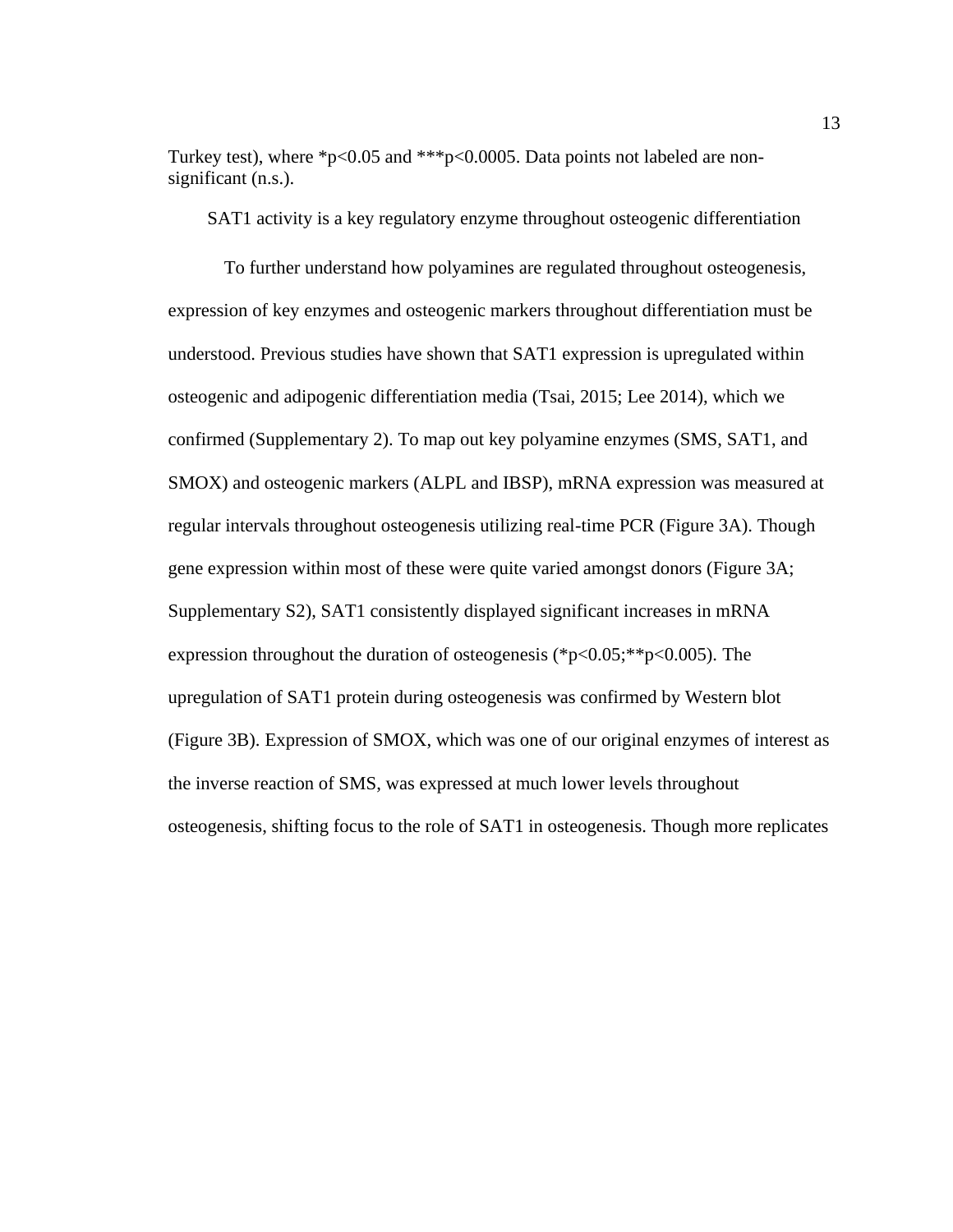Turkey test), where *$p<0.05$ and ***$p<0.0005$. Data points not labeled are non-significant (n.s.).

## SAT1 activity is a key regulatory enzyme throughout osteogenic differentiation

To further understand how polyamines are regulated throughout osteogenesis, expression of key enzymes and osteogenic markers throughout differentiation must be understood. Previous studies have shown that SAT1 expression is upregulated within osteogenic and adipogenic differentiation media (Tsai, 2015; Lee 2014), which we confirmed (Supplementary 2). To map out key polyamine enzymes (SMS, SAT1, and SMOX) and osteogenic markers (ALPL and IBSP), mRNA expression was measured at regular intervals throughout osteogenesis utilizing real-time PCR (Figure 3A). Though gene expression within most of these were quite varied amongst donors (Figure 3A; Supplementary S2), SAT1 consistently displayed significant increases in mRNA expression throughout the duration of osteogenesis (*$p<0.05$;**$p<0.005$). The upregulation of SAT1 protein during osteogenesis was confirmed by Western blot (Figure 3B). Expression of SMOX, which was one of our original enzymes of interest as the inverse reaction of SMS, was expressed at much lower levels throughout osteogenesis, shifting focus to the role of SAT1 in osteogenesis. Though more replicates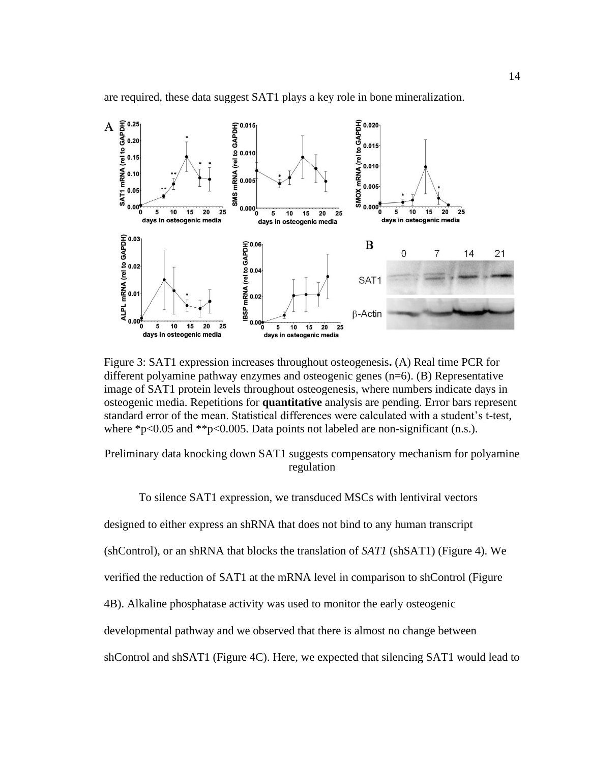are required, these data suggest SAT1 plays a key role in bone mineralization.

Figure 3: SAT1 expression increases throughout osteogenesis**.** (A) Real time PCR for different polyamine pathway enzymes and osteogenic genes (n=6). (B) Representative image of SAT1 protein levels throughout osteogenesis, where numbers indicate days in osteogenic media. Repetitions for **quantitative** analysis are pending. Error bars represent standard error of the mean. Statistical differences were calculated with a student's t-test, where *p<0.05 and **p<0.005. Data points not labeled are non-significant (n.s.).

### Preliminary data knocking down SAT1 suggests compensatory mechanism for polyamine regulation

To silence SAT1 expression, we transduced MSCs with lentiviral vectors designed to either express an shRNA that does not bind to any human transcript (shControl), or an shRNA that blocks the translation of *SAT1* (shSAT1) (Figure 4). We verified the reduction of SAT1 at the mRNA level in comparison to shControl (Figure 4B). Alkaline phosphatase activity was used to monitor the early osteogenic developmental pathway and we observed that there is almost no change between shControl and shSAT1 (Figure 4C). Here, we expected that silencing SAT1 would lead to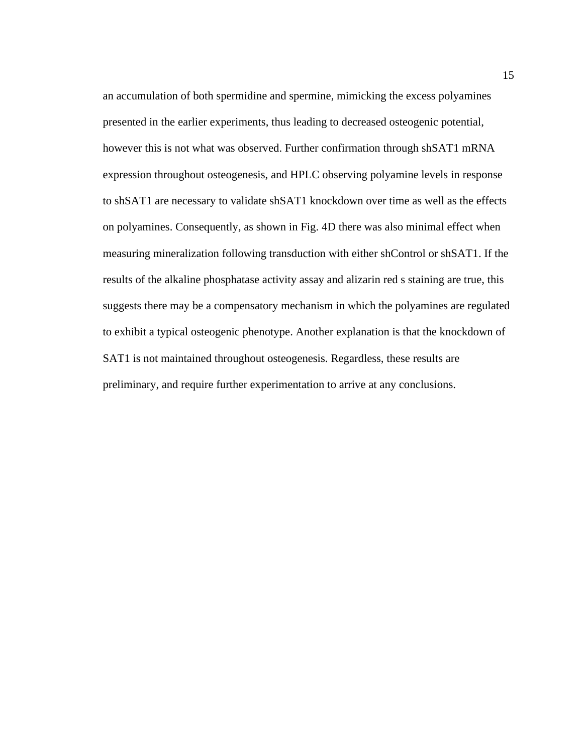an accumulation of both spermidine and spermine, mimicking the excess polyamines presented in the earlier experiments, thus leading to decreased osteogenic potential, however this is not what was observed. Further confirmation through shSAT1 mRNA expression throughout osteogenesis, and HPLC observing polyamine levels in response to shSAT1 are necessary to validate shSAT1 knockdown over time as well as the effects on polyamines. Consequently, as shown in Fig. 4D there was also minimal effect when measuring mineralization following transduction with either shControl or shSAT1. If the results of the alkaline phosphatase activity assay and alizarin red s staining are true, this suggests there may be a compensatory mechanism in which the polyamines are regulated to exhibit a typical osteogenic phenotype. Another explanation is that the knockdown of SAT1 is not maintained throughout osteogenesis. Regardless, these results are preliminary, and require further experimentation to arrive at any conclusions.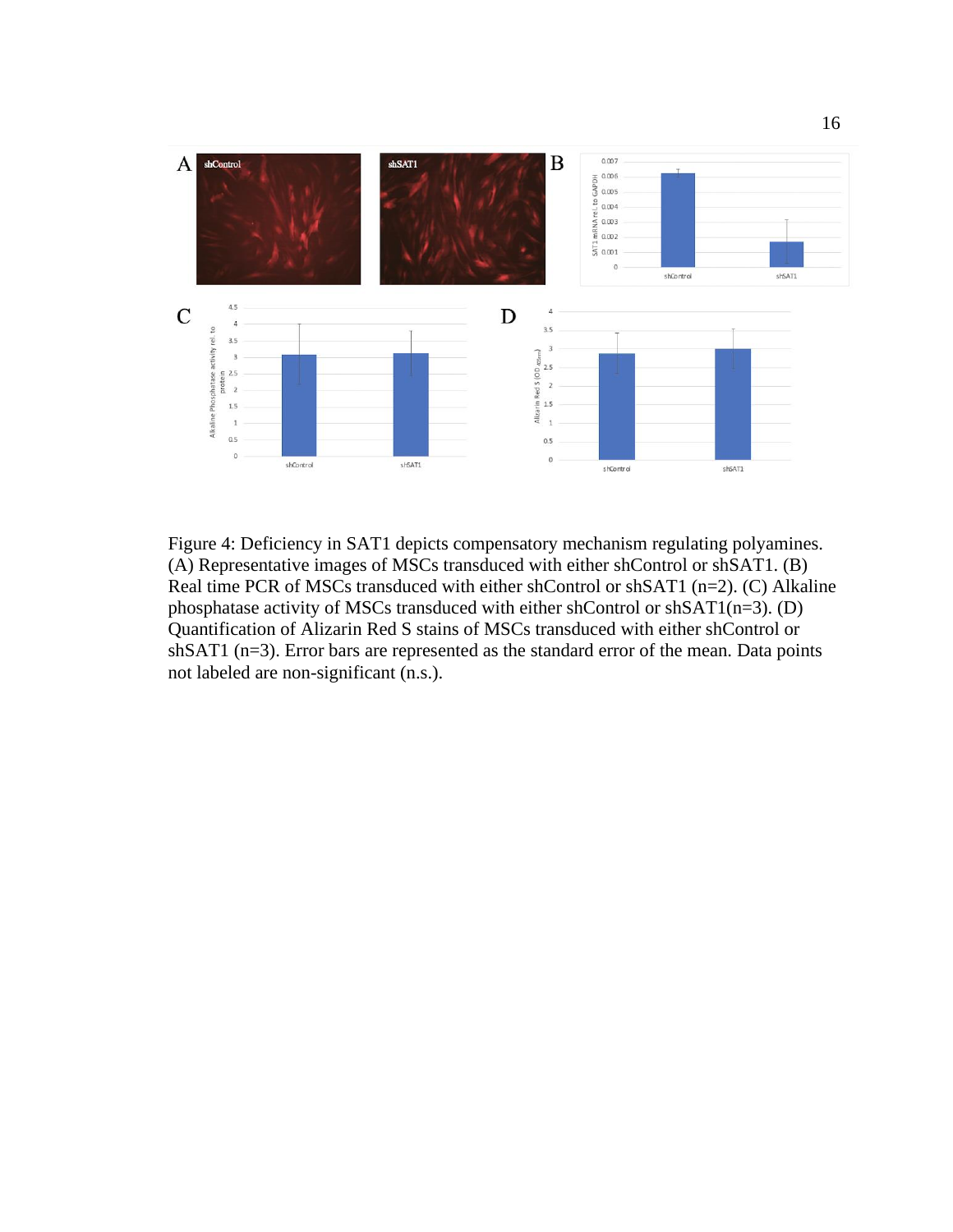Figure 4: Deficiency in SAT1 depicts compensatory mechanism regulating polyamines. (A) Representative images of MSCs transduced with either shControl or shSAT1. (B) Real time PCR of MSCs transduced with either shControl or shSAT1 (n=2). (C) Alkaline phosphatase activity of MSCs transduced with either shControl or shSAT1(n=3). (D) Quantification of Alizarin Red S stains of MSCs transduced with either shControl or shSAT1 (n=3). Error bars are represented as the standard error of the mean. Data points not labeled are non-significant (n.s.).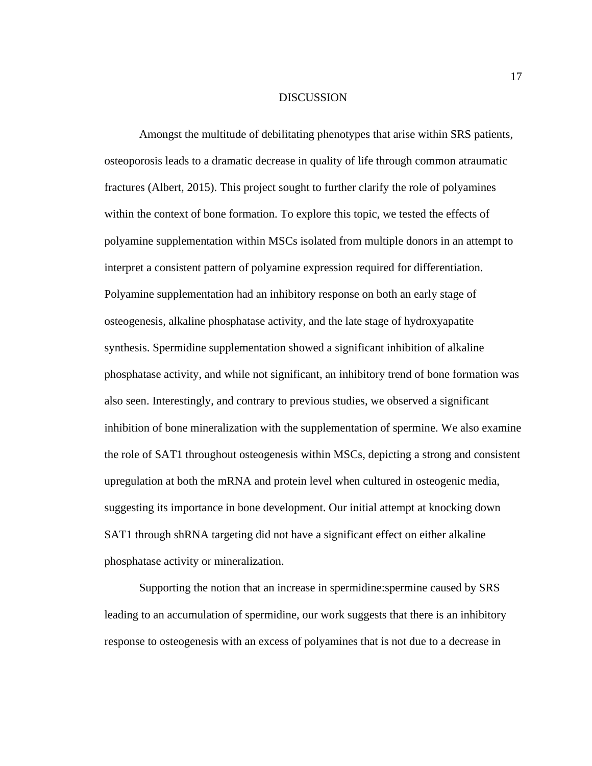# DISCUSSION

Amongst the multitude of debilitating phenotypes that arise within SRS patients, osteoporosis leads to a dramatic decrease in quality of life through common atraumatic fractures (Albert, 2015). This project sought to further clarify the role of polyamines within the context of bone formation. To explore this topic, we tested the effects of polyamine supplementation within MSCs isolated from multiple donors in an attempt to interpret a consistent pattern of polyamine expression required for differentiation. Polyamine supplementation had an inhibitory response on both an early stage of osteogenesis, alkaline phosphatase activity, and the late stage of hydroxyapatite synthesis. Spermidine supplementation showed a significant inhibition of alkaline phosphatase activity, and while not significant, an inhibitory trend of bone formation was also seen. Interestingly, and contrary to previous studies, we observed a significant inhibition of bone mineralization with the supplementation of spermine. We also examine the role of SAT1 throughout osteogenesis within MSCs, depicting a strong and consistent upregulation at both the mRNA and protein level when cultured in osteogenic media, suggesting its importance in bone development. Our initial attempt at knocking down SAT1 through shRNA targeting did not have a significant effect on either alkaline phosphatase activity or mineralization.

Supporting the notion that an increase in spermidine:spermine caused by SRS leading to an accumulation of spermidine, our work suggests that there is an inhibitory response to osteogenesis with an excess of polyamines that is not due to a decrease in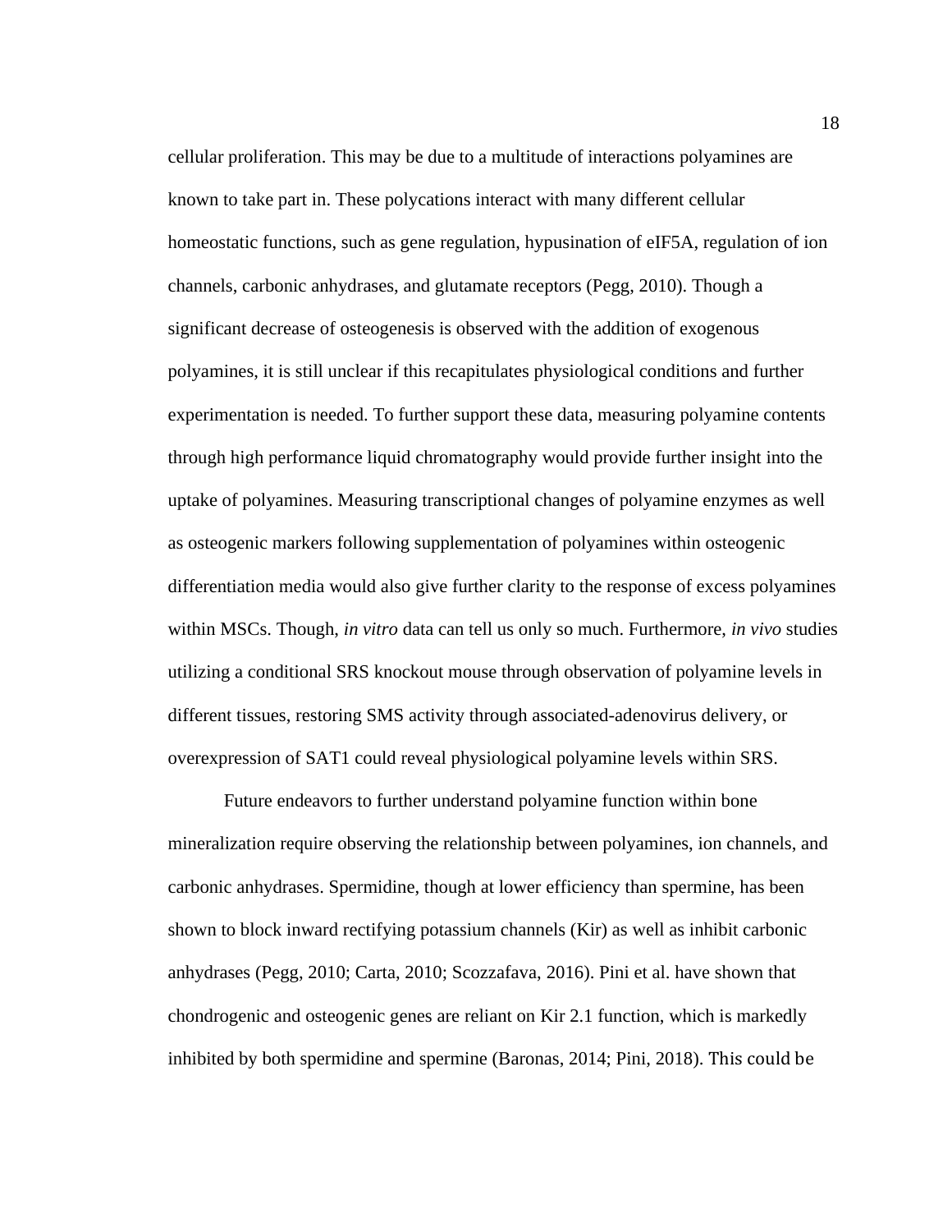cellular proliferation. This may be due to a multitude of interactions polyamines are known to take part in. These polycations interact with many different cellular homeostatic functions, such as gene regulation, hypusination of eIF5A, regulation of ion channels, carbonic anhydrases, and glutamate receptors (Pegg, 2010). Though a significant decrease of osteogenesis is observed with the addition of exogenous polyamines, it is still unclear if this recapitulates physiological conditions and further experimentation is needed. To further support these data, measuring polyamine contents through high performance liquid chromatography would provide further insight into the uptake of polyamines. Measuring transcriptional changes of polyamine enzymes as well as osteogenic markers following supplementation of polyamines within osteogenic differentiation media would also give further clarity to the response of excess polyamines within MSCs. Though, *in vitro* data can tell us only so much. Furthermore, *in vivo* studies utilizing a conditional SRS knockout mouse through observation of polyamine levels in different tissues, restoring SMS activity through associated-adenovirus delivery, or overexpression of SAT1 could reveal physiological polyamine levels within SRS.

Future endeavors to further understand polyamine function within bone mineralization require observing the relationship between polyamines, ion channels, and carbonic anhydrases. Spermidine, though at lower efficiency than spermine, has been shown to block inward rectifying potassium channels (Kir) as well as inhibit carbonic anhydrases (Pegg, 2010; Carta, 2010; Scozzafava, 2016). Pini et al. have shown that chondrogenic and osteogenic genes are reliant on Kir 2.1 function, which is markedly inhibited by both spermidine and spermine (Baronas, 2014; Pini, 2018). This could be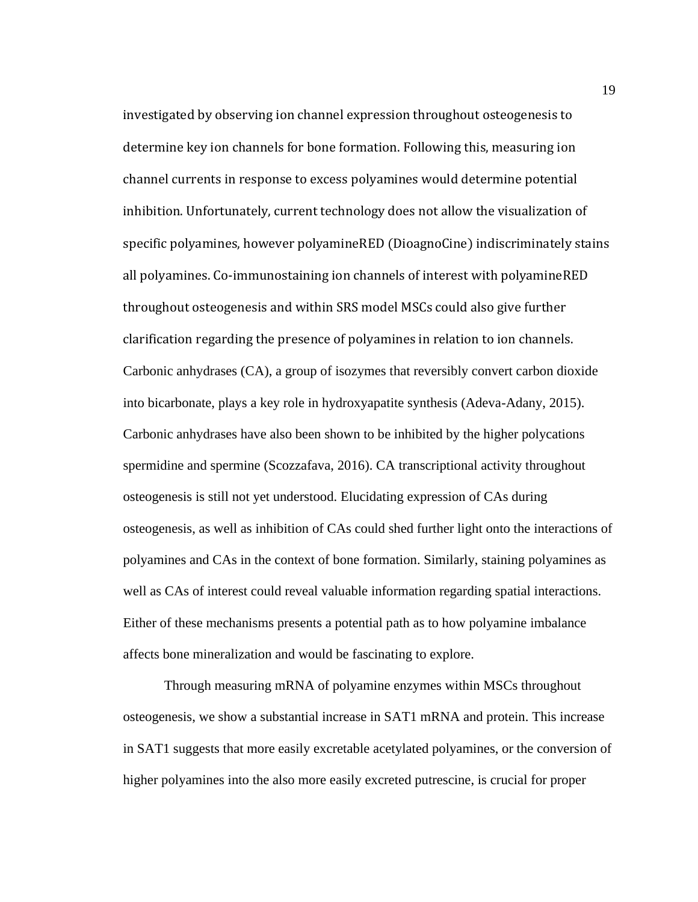investigated by observing ion channel expression throughout osteogenesis to determine key ion channels for bone formation. Following this, measuring ion channel currents in response to excess polyamines would determine potential inhibition. Unfortunately, current technology does not allow the visualization of specific polyamines, however polyamineRED (DioagnoCine) indiscriminately stains all polyamines. Co-immunostaining ion channels of interest with polyamineRED throughout osteogenesis and within SRS model MSCs could also give further clarification regarding the presence of polyamines in relation to ion channels. Carbonic anhydrases (CA), a group of isozymes that reversibly convert carbon dioxide into bicarbonate, plays a key role in hydroxyapatite synthesis (Adeva-Adany, 2015). Carbonic anhydrases have also been shown to be inhibited by the higher polycations spermidine and spermine (Scozzafava, 2016). CA transcriptional activity throughout osteogenesis is still not yet understood. Elucidating expression of CAs during osteogenesis, as well as inhibition of CAs could shed further light onto the interactions of polyamines and CAs in the context of bone formation. Similarly, staining polyamines as well as CAs of interest could reveal valuable information regarding spatial interactions. Either of these mechanisms presents a potential path as to how polyamine imbalance affects bone mineralization and would be fascinating to explore.

Through measuring mRNA of polyamine enzymes within MSCs throughout osteogenesis, we show a substantial increase in SAT1 mRNA and protein. This increase in SAT1 suggests that more easily excretable acetylated polyamines, or the conversion of higher polyamines into the also more easily excreted putrescine, is crucial for proper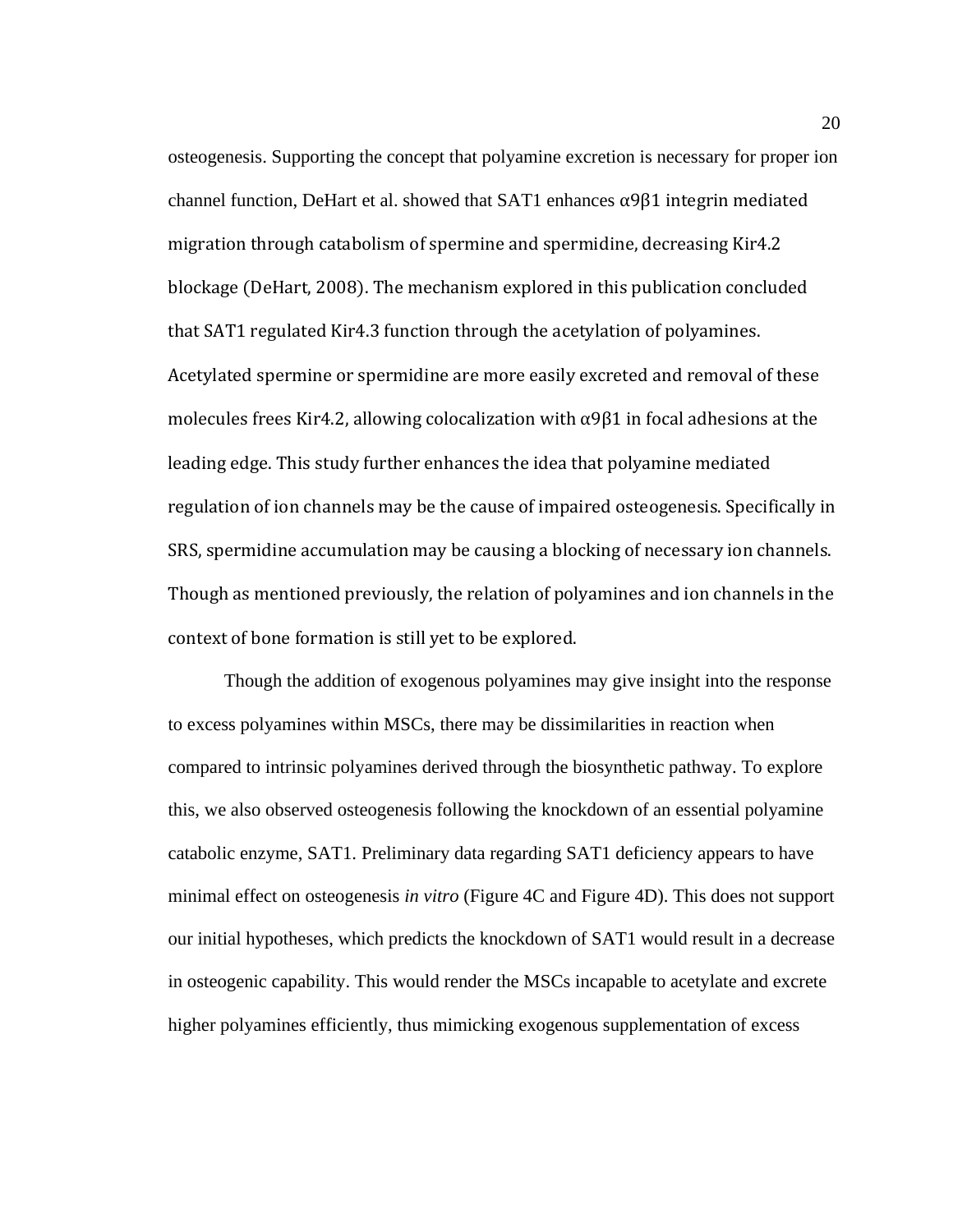osteogenesis. Supporting the concept that polyamine excretion is necessary for proper ion channel function, DeHart et al. showed that SAT1 enhances α9β1 integrin mediated migration through catabolism of spermine and spermidine, decreasing Kir4.2 blockage (DeHart, 2008). The mechanism explored in this publication concluded that SAT1 regulated Kir4.3 function through the acetylation of polyamines. Acetylated spermine or spermidine are more easily excreted and removal of these molecules frees Kir4.2, allowing colocalization with α9β1 in focal adhesions at the leading edge. This study further enhances the idea that polyamine mediated regulation of ion channels may be the cause of impaired osteogenesis. Specifically in SRS, spermidine accumulation may be causing a blocking of necessary ion channels. Though as mentioned previously, the relation of polyamines and ion channels in the context of bone formation is still yet to be explored.

Though the addition of exogenous polyamines may give insight into the response to excess polyamines within MSCs, there may be dissimilarities in reaction when compared to intrinsic polyamines derived through the biosynthetic pathway. To explore this, we also observed osteogenesis following the knockdown of an essential polyamine catabolic enzyme, SAT1. Preliminary data regarding SAT1 deficiency appears to have minimal effect on osteogenesis *in vitro* (Figure 4C and Figure 4D). This does not support our initial hypotheses, which predicts the knockdown of SAT1 would result in a decrease in osteogenic capability. This would render the MSCs incapable to acetylate and excrete higher polyamines efficiently, thus mimicking exogenous supplementation of excess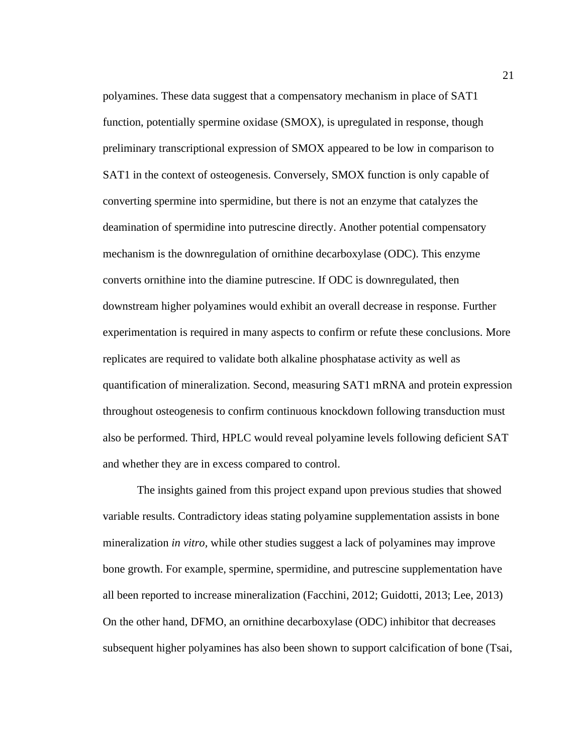polyamines. These data suggest that a compensatory mechanism in place of SAT1 function, potentially spermine oxidase (SMOX), is upregulated in response, though preliminary transcriptional expression of SMOX appeared to be low in comparison to SAT1 in the context of osteogenesis. Conversely, SMOX function is only capable of converting spermine into spermidine, but there is not an enzyme that catalyzes the deamination of spermidine into putrescine directly. Another potential compensatory mechanism is the downregulation of ornithine decarboxylase (ODC). This enzyme converts ornithine into the diamine putrescine. If ODC is downregulated, then downstream higher polyamines would exhibit an overall decrease in response. Further experimentation is required in many aspects to confirm or refute these conclusions. More replicates are required to validate both alkaline phosphatase activity as well as quantification of mineralization. Second, measuring SAT1 mRNA and protein expression throughout osteogenesis to confirm continuous knockdown following transduction must also be performed. Third, HPLC would reveal polyamine levels following deficient SAT and whether they are in excess compared to control.

The insights gained from this project expand upon previous studies that showed variable results. Contradictory ideas stating polyamine supplementation assists in bone mineralization *in vitro*, while other studies suggest a lack of polyamines may improve bone growth. For example, spermine, spermidine, and putrescine supplementation have all been reported to increase mineralization (Facchini, 2012; Guidotti, 2013; Lee, 2013) On the other hand, DFMO, an ornithine decarboxylase (ODC) inhibitor that decreases subsequent higher polyamines has also been shown to support calcification of bone (Tsai,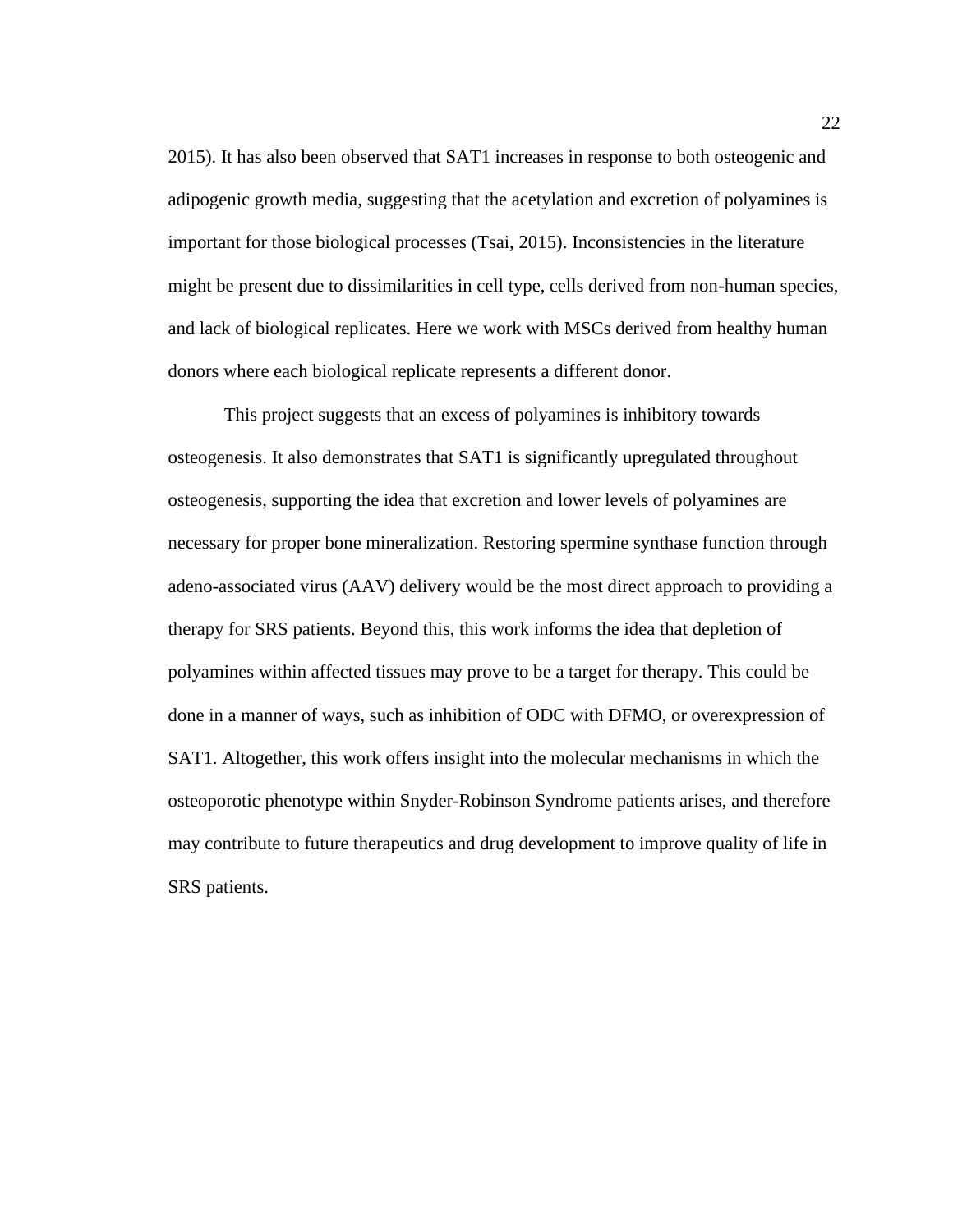2015). It has also been observed that SAT1 increases in response to both osteogenic and adipogenic growth media, suggesting that the acetylation and excretion of polyamines is important for those biological processes (Tsai, 2015). Inconsistencies in the literature might be present due to dissimilarities in cell type, cells derived from non-human species, and lack of biological replicates. Here we work with MSCs derived from healthy human donors where each biological replicate represents a different donor.

This project suggests that an excess of polyamines is inhibitory towards osteogenesis. It also demonstrates that SAT1 is significantly upregulated throughout osteogenesis, supporting the idea that excretion and lower levels of polyamines are necessary for proper bone mineralization. Restoring spermine synthase function through adeno-associated virus (AAV) delivery would be the most direct approach to providing a therapy for SRS patients. Beyond this, this work informs the idea that depletion of polyamines within affected tissues may prove to be a target for therapy. This could be done in a manner of ways, such as inhibition of ODC with DFMO, or overexpression of SAT1. Altogether, this work offers insight into the molecular mechanisms in which the osteoporotic phenotype within Snyder-Robinson Syndrome patients arises, and therefore may contribute to future therapeutics and drug development to improve quality of life in SRS patients.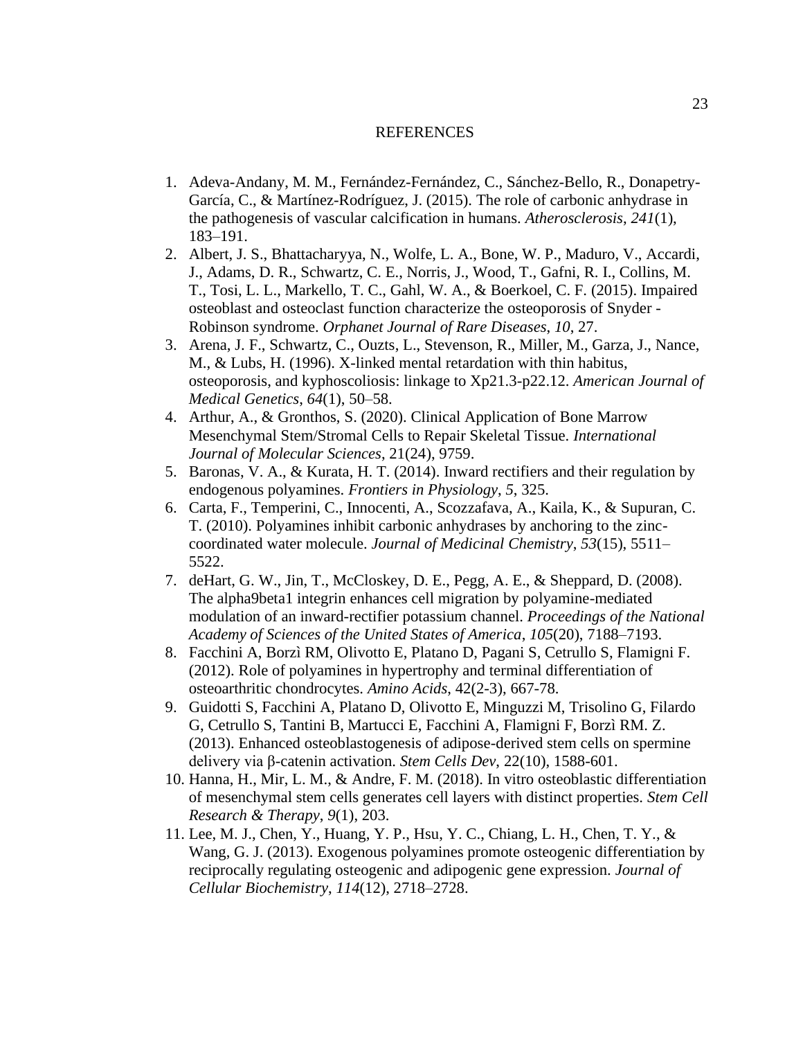# REFERENCES

1. Adeva-Andany, M. M., Fernández-Fernández, C., Sánchez-Bello, R., Donapetry-García, C., & Martínez-Rodríguez, J. (2015). The role of carbonic anhydrase in the pathogenesis of vascular calcification in humans. *Atherosclerosis*, *241*(1), 183–191.
2. Albert, J. S., Bhattacharyya, N., Wolfe, L. A., Bone, W. P., Maduro, V., Accardi, J., Adams, D. R., Schwartz, C. E., Norris, J., Wood, T., Gafni, R. I., Collins, M. T., Tosi, L. L., Markello, T. C., Gahl, W. A., & Boerkoel, C. F. (2015). Impaired osteoblast and osteoclast function characterize the osteoporosis of Snyder - Robinson syndrome. *Orphanet Journal of Rare Diseases*, *10*, 27.
3. Arena, J. F., Schwartz, C., Ouzts, L., Stevenson, R., Miller, M., Garza, J., Nance, M., & Lubs, H. (1996). X-linked mental retardation with thin habitus, osteoporosis, and kyphoscoliosis: linkage to Xp21.3-p22.12. *American Journal of Medical Genetics*, *64*(1), 50–58.
4. Arthur, A., & Gronthos, S. (2020). Clinical Application of Bone Marrow Mesenchymal Stem/Stromal Cells to Repair Skeletal Tissue. *International Journal of Molecular Sciences*, 21(24), 9759.
5. Baronas, V. A., & Kurata, H. T. (2014). Inward rectifiers and their regulation by endogenous polyamines. *Frontiers in Physiology*, *5*, 325.
6. Carta, F., Temperini, C., Innocenti, A., Scozzafava, A., Kaila, K., & Supuran, C. T. (2010). Polyamines inhibit carbonic anhydrases by anchoring to the zinc-coordinated water molecule. *Journal of Medicinal Chemistry*, *53*(15), 5511–5522.
7. deHart, G. W., Jin, T., McCloskey, D. E., Pegg, A. E., & Sheppard, D. (2008). The alpha9beta1 integrin enhances cell migration by polyamine-mediated modulation of an inward-rectifier potassium channel. *Proceedings of the National Academy of Sciences of the United States of America*, *105*(20), 7188–7193.
8. Facchini A, Borzì RM, Olivotto E, Platano D, Pagani S, Cetrullo S, Flamigni F. (2012). Role of polyamines in hypertrophy and terminal differentiation of osteoarthritic chondrocytes. *Amino Acids*, 42(2-3), 667-78.
9. Guidotti S, Facchini A, Platano D, Olivotto E, Minguzzi M, Trisolino G, Filardo G, Cetrullo S, Tantini B, Martucci E, Facchini A, Flamigni F, Borzì RM. Z. (2013). Enhanced osteoblastogenesis of adipose-derived stem cells on spermine delivery via β-catenin activation. *Stem Cells Dev*, 22(10), 1588-601.
10. Hanna, H., Mir, L. M., & Andre, F. M. (2018). In vitro osteoblastic differentiation of mesenchymal stem cells generates cell layers with distinct properties. *Stem Cell Research & Therapy*, *9*(1), 203.
11. Lee, M. J., Chen, Y., Huang, Y. P., Hsu, Y. C., Chiang, L. H., Chen, T. Y., & Wang, G. J. (2013). Exogenous polyamines promote osteogenic differentiation by reciprocally regulating osteogenic and adipogenic gene expression. *Journal of Cellular Biochemistry*, *114*(12), 2718–2728.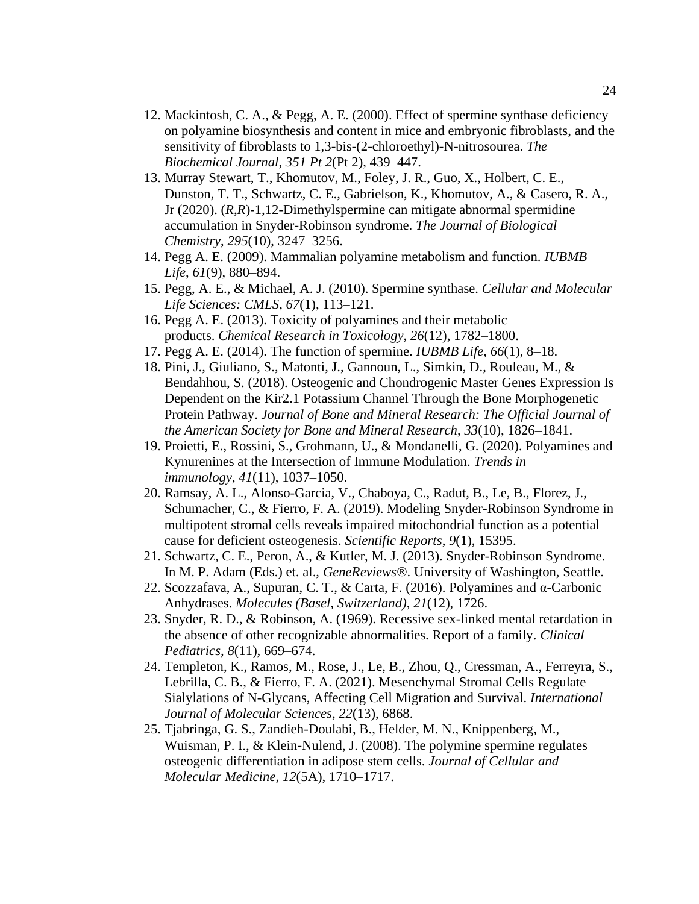12. Mackintosh, C. A., & Pegg, A. E. (2000). Effect of spermine synthase deficiency on polyamine biosynthesis and content in mice and embryonic fibroblasts, and the sensitivity of fibroblasts to 1,3-bis-(2-chloroethyl)-N-nitrosourea. *The Biochemical Journal*, *351 Pt 2*(Pt 2), 439–447.
13. Murray Stewart, T., Khomutov, M., Foley, J. R., Guo, X., Holbert, C. E., Dunston, T. T., Schwartz, C. E., Gabrielson, K., Khomutov, A., & Casero, R. A., Jr (2020). (*R*,*R*)-1,12-Dimethylspermine can mitigate abnormal spermidine accumulation in Snyder-Robinson syndrome. *The Journal of Biological Chemistry*, *295*(10), 3247–3256.
14. Pegg A. E. (2009). Mammalian polyamine metabolism and function. *IUBMB Life*, *61*(9), 880–894.
15. Pegg, A. E., & Michael, A. J. (2010). Spermine synthase. *Cellular and Molecular Life Sciences: CMLS*, *67*(1), 113–121.
16. Pegg A. E. (2013). Toxicity of polyamines and their metabolic products. *Chemical Research in Toxicology*, *26*(12), 1782–1800.
17. Pegg A. E. (2014). The function of spermine. *IUBMB Life*, *66*(1), 8–18.
18. Pini, J., Giuliano, S., Matonti, J., Gannoun, L., Simkin, D., Rouleau, M., & Bendahhou, S. (2018). Osteogenic and Chondrogenic Master Genes Expression Is Dependent on the Kir2.1 Potassium Channel Through the Bone Morphogenetic Protein Pathway. *Journal of Bone and Mineral Research: The Official Journal of the American Society for Bone and Mineral Research*, *33*(10), 1826–1841.
19. Proietti, E., Rossini, S., Grohmann, U., & Mondanelli, G. (2020). Polyamines and Kynurenines at the Intersection of Immune Modulation. *Trends in immunology*, *41*(11), 1037–1050.
20. Ramsay, A. L., Alonso-Garcia, V., Chaboya, C., Radut, B., Le, B., Florez, J., Schumacher, C., & Fierro, F. A. (2019). Modeling Snyder-Robinson Syndrome in multipotent stromal cells reveals impaired mitochondrial function as a potential cause for deficient osteogenesis. *Scientific Reports*, *9*(1), 15395.
21. Schwartz, C. E., Peron, A., & Kutler, M. J. (2013). Snyder-Robinson Syndrome. In M. P. Adam (Eds.) et. al., *GeneReviews®*. University of Washington, Seattle.
22. Scozzafava, A., Supuran, C. T., & Carta, F. (2016). Polyamines and α-Carbonic Anhydrases. *Molecules (Basel, Switzerland)*, *21*(12), 1726.
23. Snyder, R. D., & Robinson, A. (1969). Recessive sex-linked mental retardation in the absence of other recognizable abnormalities. Report of a family. *Clinical Pediatrics*, *8*(11), 669–674.
24. Templeton, K., Ramos, M., Rose, J., Le, B., Zhou, Q., Cressman, A., Ferreyra, S., Lebrilla, C. B., & Fierro, F. A. (2021). Mesenchymal Stromal Cells Regulate Sialylations of N-Glycans, Affecting Cell Migration and Survival. *International Journal of Molecular Sciences*, *22*(13), 6868.
25. Tjabringa, G. S., Zandieh-Doulabi, B., Helder, M. N., Knippenberg, M., Wuisman, P. I., & Klein-Nulend, J. (2008). The polymine spermine regulates osteogenic differentiation in adipose stem cells. *Journal of Cellular and Molecular Medicine*, *12*(5A), 1710–1717.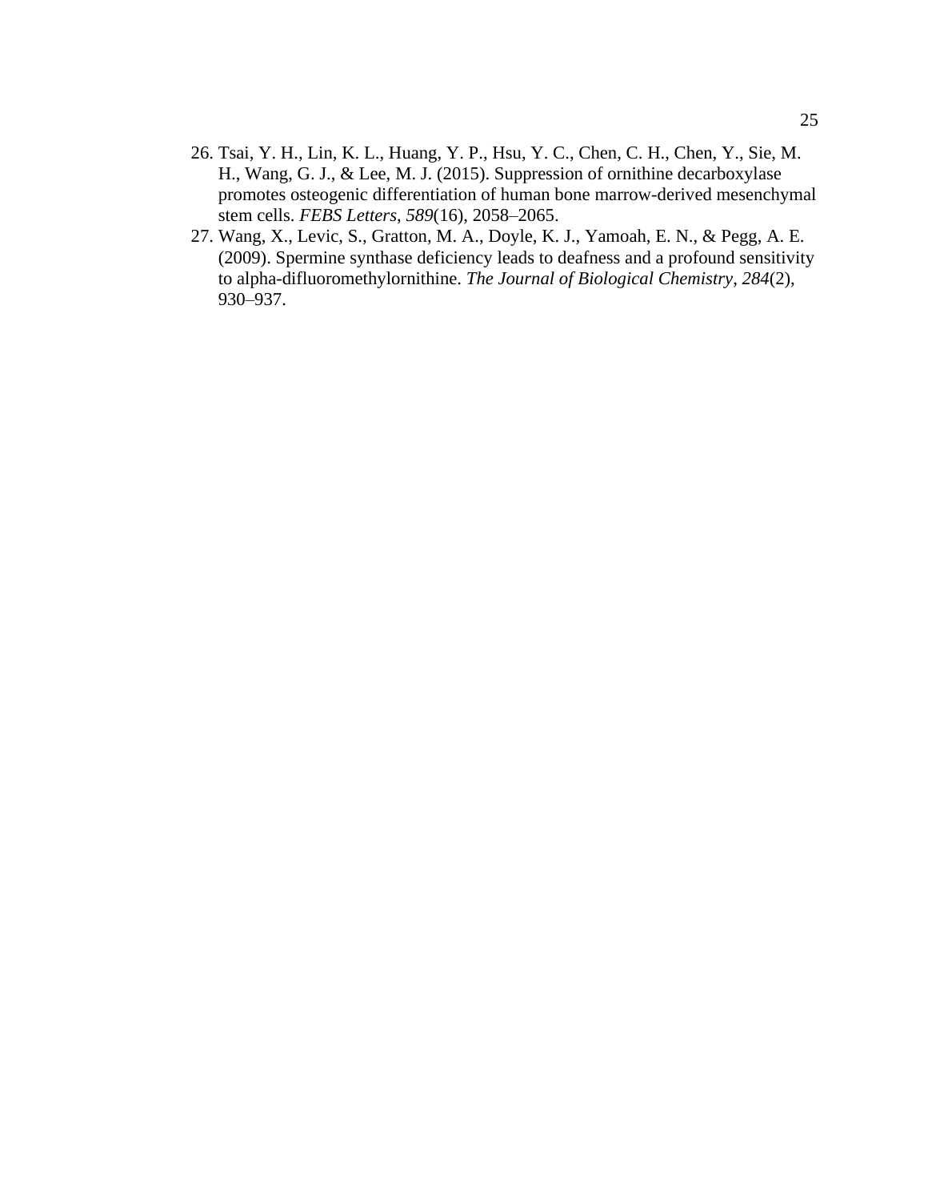26. Tsai, Y. H., Lin, K. L., Huang, Y. P., Hsu, Y. C., Chen, C. H., Chen, Y., Sie, M. H., Wang, G. J., & Lee, M. J. (2015). Suppression of ornithine decarboxylase promotes osteogenic differentiation of human bone marrow-derived mesenchymal stem cells. *FEBS Letters*, *589*(16), 2058–2065.
27. Wang, X., Levic, S., Gratton, M. A., Doyle, K. J., Yamoah, E. N., & Pegg, A. E. (2009). Spermine synthase deficiency leads to deafness and a profound sensitivity to alpha-difluoromethylornithine. *The Journal of Biological Chemistry*, *284*(2), 930–937.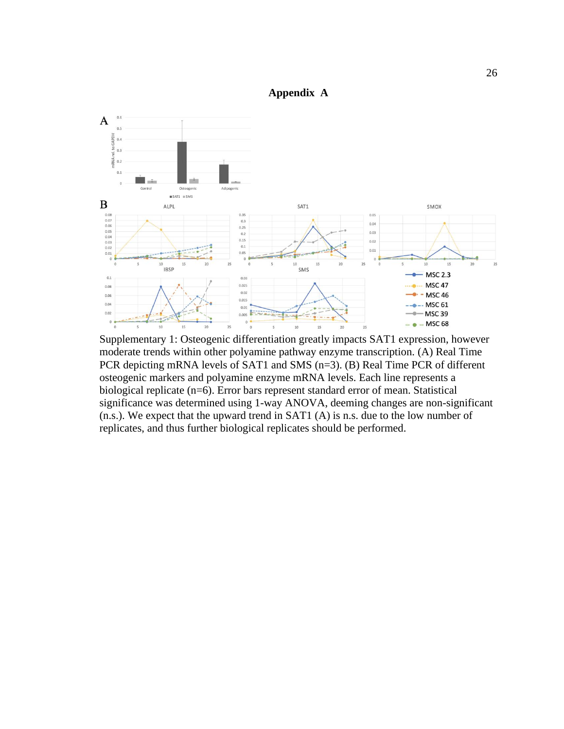# Appendix A

Supplementary 1: Osteogenic differentiation greatly impacts SAT1 expression, however moderate trends within other polyamine pathway enzyme transcription. (A) Real Time PCR depicting mRNA levels of SAT1 and SMS (n=3). (B) Real Time PCR of different osteogenic markers and polyamine enzyme mRNA levels. Each line represents a biological replicate (n=6). Error bars represent standard error of mean. Statistical significance was determined using 1-way ANOVA, deeming changes are non-significant (n.s.). We expect that the upward trend in SAT1 (A) is n.s. due to the low number of replicates, and thus further biological replicates should be performed.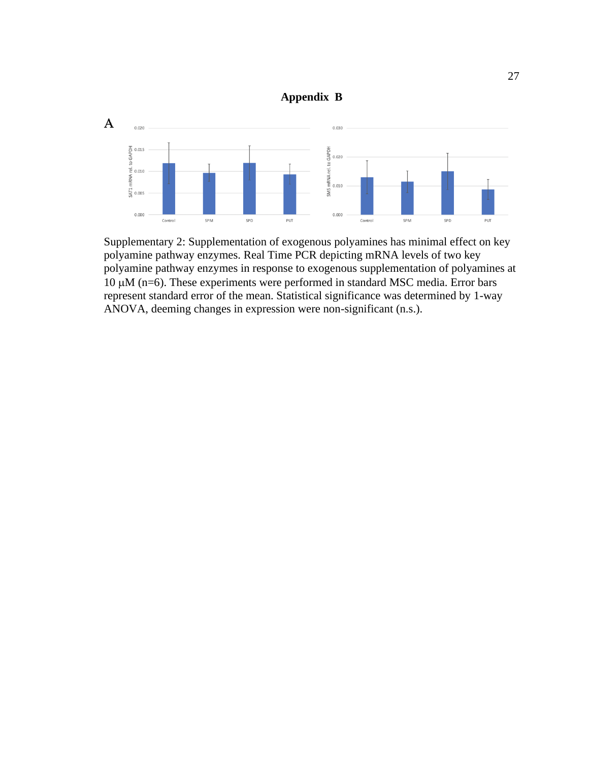# Appendix B

A

0.020
0.015
0.010
0.005
0.000

SAT1 mRNA rel. to GAPDH

Control SPM SPD PUT

0.030
0.020
0.010
0.000

SMS mRNA rel. to GAPDH

Control SPM SPD PUT

Supplementary 2: Supplementation of exogenous polyamines has minimal effect on key polyamine pathway enzymes. Real Time PCR depicting mRNA levels of two key polyamine pathway enzymes in response to exogenous supplementation of polyamines at 10 μM (n=6). These experiments were performed in standard MSC media. Error bars represent standard error of the mean. Statistical significance was determined by 1-way ANOVA, deeming changes in expression were non-significant (n.s.).